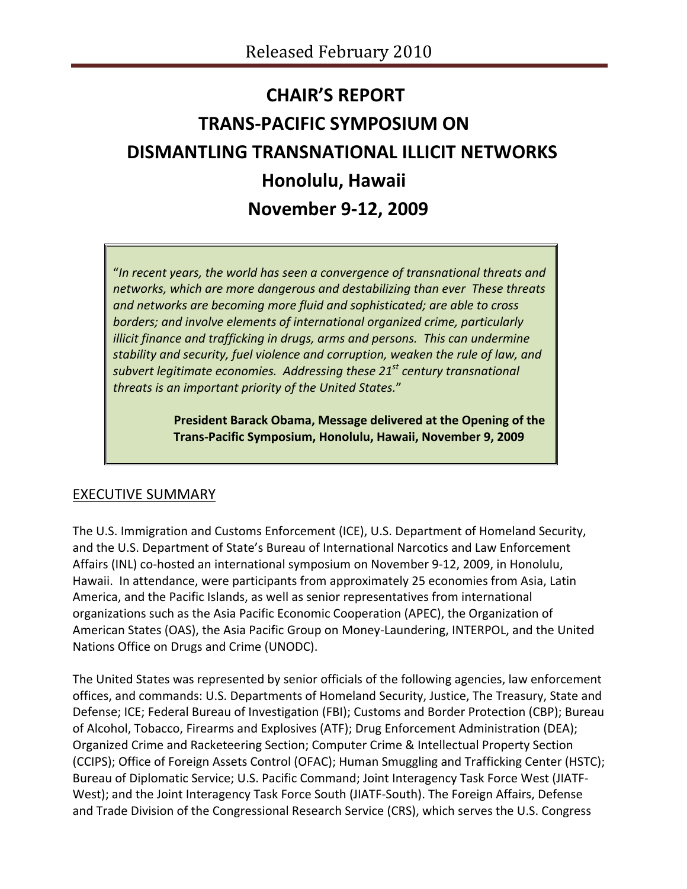Released February 2010

# CHAIR'S REPORT
# TRANS-PACIFIC SYMPOSIUM ON
# DISMANTLING TRANSNATIONAL ILLICIT NETWORKS
# Honolulu, Hawaii
# November 9-12, 2009

> "*In recent years, the world has seen a convergence of transnational threats and networks, which are more dangerous and destabilizing than ever These threats and networks are becoming more fluid and sophisticated; are able to cross borders; and involve elements of international organized crime, particularly illicit finance and trafficking in drugs, arms and persons. This can undermine stability and security, fuel violence and corruption, weaken the rule of law, and subvert legitimate economies. Addressing these 21st century transnational threats is an important priority of the United States.*"
>
> **President Barack Obama, Message delivered at the Opening of the Trans-Pacific Symposium, Honolulu, Hawaii, November 9, 2009**

## EXECUTIVE SUMMARY

The U.S. Immigration and Customs Enforcement (ICE), U.S. Department of Homeland Security, and the U.S. Department of State's Bureau of International Narcotics and Law Enforcement Affairs (INL) co-hosted an international symposium on November 9-12, 2009, in Honolulu, Hawaii. In attendance, were participants from approximately 25 economies from Asia, Latin America, and the Pacific Islands, as well as senior representatives from international organizations such as the Asia Pacific Economic Cooperation (APEC), the Organization of American States (OAS), the Asia Pacific Group on Money-Laundering, INTERPOL, and the United Nations Office on Drugs and Crime (UNODC).

The United States was represented by senior officials of the following agencies, law enforcement offices, and commands: U.S. Departments of Homeland Security, Justice, The Treasury, State and Defense; ICE; Federal Bureau of Investigation (FBI); Customs and Border Protection (CBP); Bureau of Alcohol, Tobacco, Firearms and Explosives (ATF); Drug Enforcement Administration (DEA); Organized Crime and Racketeering Section; Computer Crime & Intellectual Property Section (CCIPS); Office of Foreign Assets Control (OFAC); Human Smuggling and Trafficking Center (HSTC); Bureau of Diplomatic Service; U.S. Pacific Command; Joint Interagency Task Force West (JIATF-West); and the Joint Interagency Task Force South (JIATF-South). The Foreign Affairs, Defense and Trade Division of the Congressional Research Service (CRS), which serves the U.S. Congress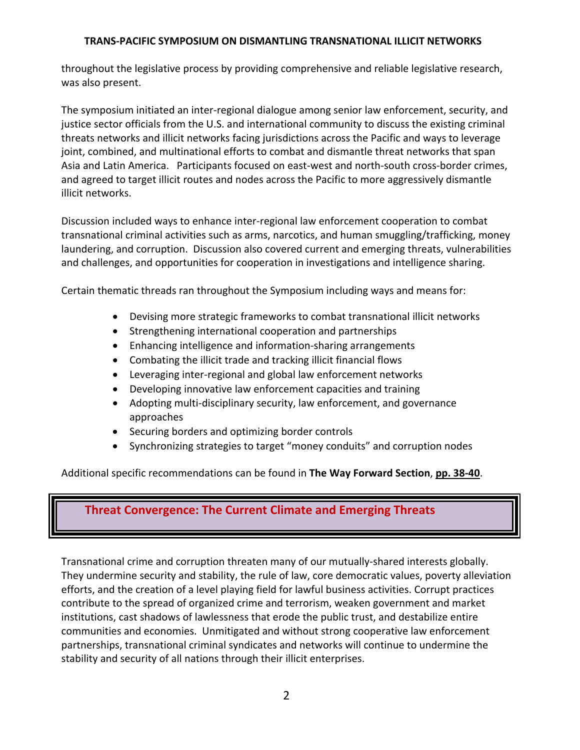throughout the legislative process by providing comprehensive and reliable legislative research, was also present.

The symposium initiated an inter-regional dialogue among senior law enforcement, security, and justice sector officials from the U.S. and international community to discuss the existing criminal threats networks and illicit networks facing jurisdictions across the Pacific and ways to leverage joint, combined, and multinational efforts to combat and dismantle threat networks that span Asia and Latin America. Participants focused on east-west and north-south cross-border crimes, and agreed to target illicit routes and nodes across the Pacific to more aggressively dismantle illicit networks.

Discussion included ways to enhance inter-regional law enforcement cooperation to combat transnational criminal activities such as arms, narcotics, and human smuggling/trafficking, money laundering, and corruption. Discussion also covered current and emerging threats, vulnerabilities and challenges, and opportunities for cooperation in investigations and intelligence sharing.

Certain thematic threads ran throughout the Symposium including ways and means for:

- Devising more strategic frameworks to combat transnational illicit networks
- Strengthening international cooperation and partnerships
- Enhancing intelligence and information-sharing arrangements
- Combating the illicit trade and tracking illicit financial flows
- Leveraging inter-regional and global law enforcement networks
- Developing innovative law enforcement capacities and training
- Adopting multi-disciplinary security, law enforcement, and governance approaches
- Securing borders and optimizing border controls
- Synchronizing strategies to target "money conduits" and corruption nodes

Additional specific recommendations can be found in **The Way Forward Section**, **pp. 38-40**.

## Threat Convergence: The Current Climate and Emerging Threats

Transnational crime and corruption threaten many of our mutually-shared interests globally. They undermine security and stability, the rule of law, core democratic values, poverty alleviation efforts, and the creation of a level playing field for lawful business activities. Corrupt practices contribute to the spread of organized crime and terrorism, weaken government and market institutions, cast shadows of lawlessness that erode the public trust, and destabilize entire communities and economies. Unmitigated and without strong cooperative law enforcement partnerships, transnational criminal syndicates and networks will continue to undermine the stability and security of all nations through their illicit enterprises.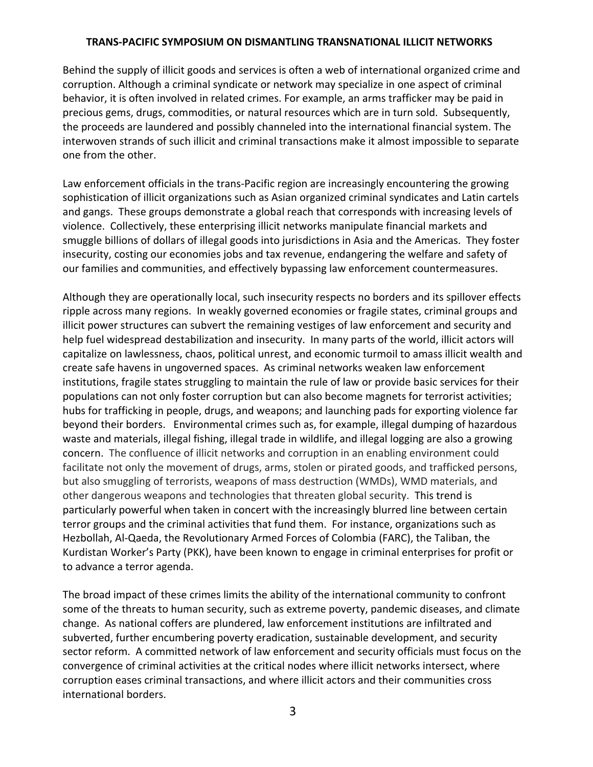Behind the supply of illicit goods and services is often a web of international organized crime and corruption. Although a criminal syndicate or network may specialize in one aspect of criminal behavior, it is often involved in related crimes. For example, an arms trafficker may be paid in precious gems, drugs, commodities, or natural resources which are in turn sold. Subsequently, the proceeds are laundered and possibly channeled into the international financial system. The interwoven strands of such illicit and criminal transactions make it almost impossible to separate one from the other.

Law enforcement officials in the trans-Pacific region are increasingly encountering the growing sophistication of illicit organizations such as Asian organized criminal syndicates and Latin cartels and gangs. These groups demonstrate a global reach that corresponds with increasing levels of violence. Collectively, these enterprising illicit networks manipulate financial markets and smuggle billions of dollars of illegal goods into jurisdictions in Asia and the Americas. They foster insecurity, costing our economies jobs and tax revenue, endangering the welfare and safety of our families and communities, and effectively bypassing law enforcement countermeasures.

Although they are operationally local, such insecurity respects no borders and its spillover effects ripple across many regions. In weakly governed economies or fragile states, criminal groups and illicit power structures can subvert the remaining vestiges of law enforcement and security and help fuel widespread destabilization and insecurity. In many parts of the world, illicit actors will capitalize on lawlessness, chaos, political unrest, and economic turmoil to amass illicit wealth and create safe havens in ungoverned spaces. As criminal networks weaken law enforcement institutions, fragile states struggling to maintain the rule of law or provide basic services for their populations can not only foster corruption but can also become magnets for terrorist activities; hubs for trafficking in people, drugs, and weapons; and launching pads for exporting violence far beyond their borders. Environmental crimes such as, for example, illegal dumping of hazardous waste and materials, illegal fishing, illegal trade in wildlife, and illegal logging are also a growing concern. The confluence of illicit networks and corruption in an enabling environment could facilitate not only the movement of drugs, arms, stolen or pirated goods, and trafficked persons, but also smuggling of terrorists, weapons of mass destruction (WMDs), WMD materials, and other dangerous weapons and technologies that threaten global security. This trend is particularly powerful when taken in concert with the increasingly blurred line between certain terror groups and the criminal activities that fund them. For instance, organizations such as Hezbollah, Al-Qaeda, the Revolutionary Armed Forces of Colombia (FARC), the Taliban, the Kurdistan Worker's Party (PKK), have been known to engage in criminal enterprises for profit or to advance a terror agenda.

The broad impact of these crimes limits the ability of the international community to confront some of the threats to human security, such as extreme poverty, pandemic diseases, and climate change. As national coffers are plundered, law enforcement institutions are infiltrated and subverted, further encumbering poverty eradication, sustainable development, and security sector reform. A committed network of law enforcement and security officials must focus on the convergence of criminal activities at the critical nodes where illicit networks intersect, where corruption eases criminal transactions, and where illicit actors and their communities cross international borders.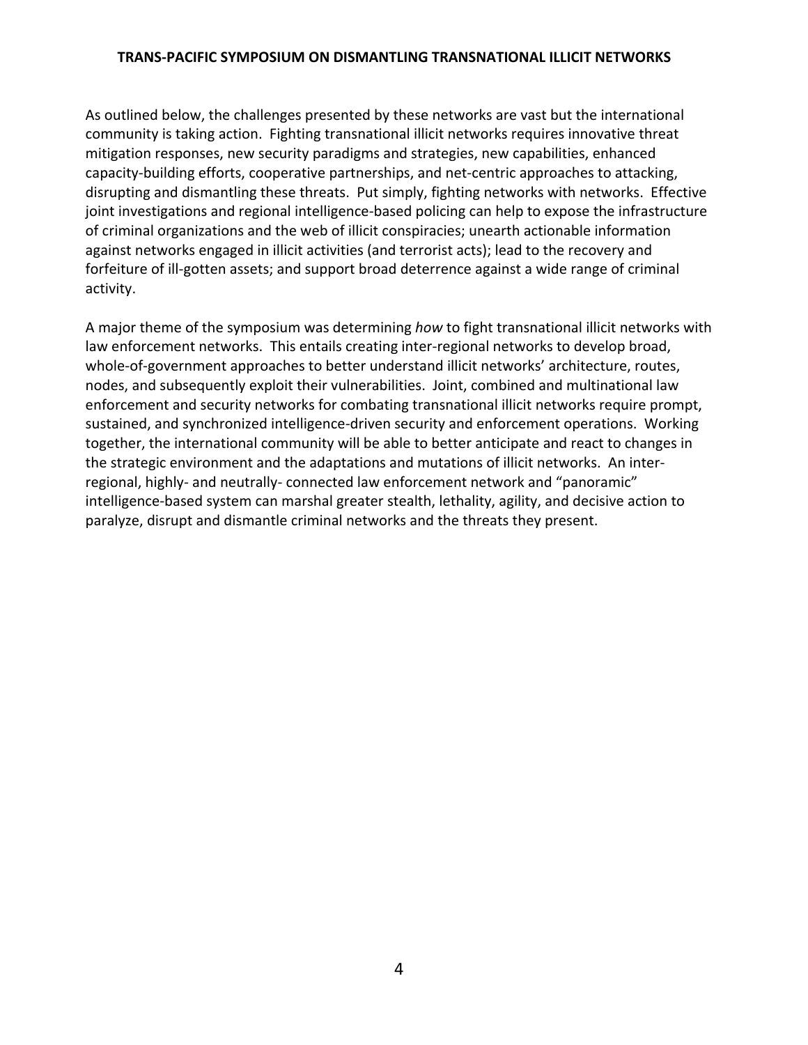As outlined below, the challenges presented by these networks are vast but the international community is taking action. Fighting transnational illicit networks requires innovative threat mitigation responses, new security paradigms and strategies, new capabilities, enhanced capacity-building efforts, cooperative partnerships, and net-centric approaches to attacking, disrupting and dismantling these threats. Put simply, fighting networks with networks. Effective joint investigations and regional intelligence-based policing can help to expose the infrastructure of criminal organizations and the web of illicit conspiracies; unearth actionable information against networks engaged in illicit activities (and terrorist acts); lead to the recovery and forfeiture of ill-gotten assets; and support broad deterrence against a wide range of criminal activity.

A major theme of the symposium was determining *how* to fight transnational illicit networks with law enforcement networks. This entails creating inter-regional networks to develop broad, whole-of-government approaches to better understand illicit networks' architecture, routes, nodes, and subsequently exploit their vulnerabilities. Joint, combined and multinational law enforcement and security networks for combating transnational illicit networks require prompt, sustained, and synchronized intelligence-driven security and enforcement operations. Working together, the international community will be able to better anticipate and react to changes in the strategic environment and the adaptations and mutations of illicit networks. An inter-regional, highly- and neutrally- connected law enforcement network and "panoramic" intelligence-based system can marshal greater stealth, lethality, agility, and decisive action to paralyze, disrupt and dismantle criminal networks and the threats they present.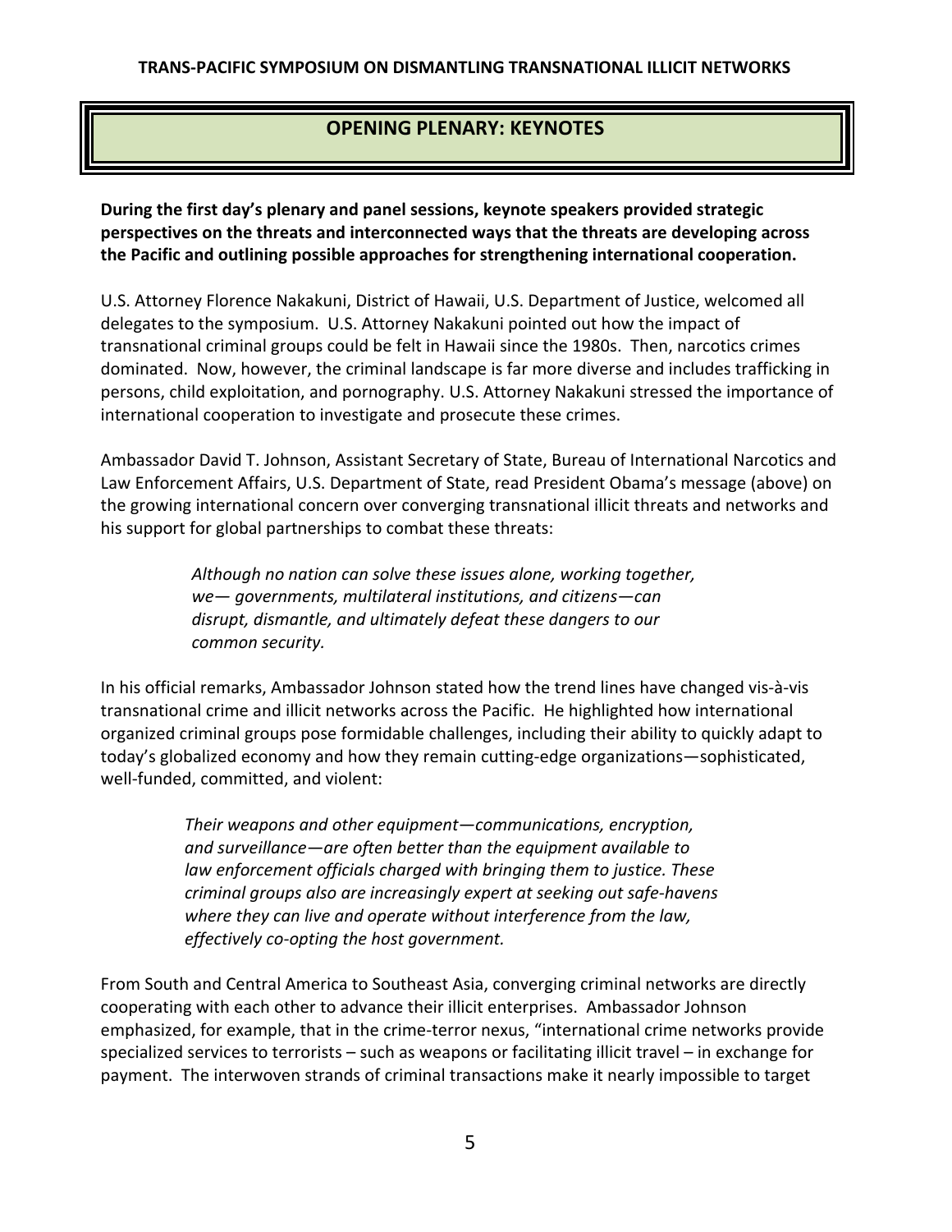## OPENING PLENARY: KEYNOTES

**During the first day's plenary and panel sessions, keynote speakers provided strategic perspectives on the threats and interconnected ways that the threats are developing across the Pacific and outlining possible approaches for strengthening international cooperation.**

U.S. Attorney Florence Nakakuni, District of Hawaii, U.S. Department of Justice, welcomed all delegates to the symposium. U.S. Attorney Nakakuni pointed out how the impact of transnational criminal groups could be felt in Hawaii since the 1980s. Then, narcotics crimes dominated. Now, however, the criminal landscape is far more diverse and includes trafficking in persons, child exploitation, and pornography. U.S. Attorney Nakakuni stressed the importance of international cooperation to investigate and prosecute these crimes.

Ambassador David T. Johnson, Assistant Secretary of State, Bureau of International Narcotics and Law Enforcement Affairs, U.S. Department of State, read President Obama's message (above) on the growing international concern over converging transnational illicit threats and networks and his support for global partnerships to combat these threats:

> *Although no nation can solve these issues alone, working together, we— governments, multilateral institutions, and citizens—can disrupt, dismantle, and ultimately defeat these dangers to our common security.*

In his official remarks, Ambassador Johnson stated how the trend lines have changed vis-à-vis transnational crime and illicit networks across the Pacific. He highlighted how international organized criminal groups pose formidable challenges, including their ability to quickly adapt to today's globalized economy and how they remain cutting-edge organizations—sophisticated, well-funded, committed, and violent:

> *Their weapons and other equipment—communications, encryption, and surveillance—are often better than the equipment available to law enforcement officials charged with bringing them to justice. These criminal groups also are increasingly expert at seeking out safe-havens where they can live and operate without interference from the law, effectively co-opting the host government.*

From South and Central America to Southeast Asia, converging criminal networks are directly cooperating with each other to advance their illicit enterprises. Ambassador Johnson emphasized, for example, that in the crime-terror nexus, "international crime networks provide specialized services to terrorists – such as weapons or facilitating illicit travel – in exchange for payment. The interwoven strands of criminal transactions make it nearly impossible to target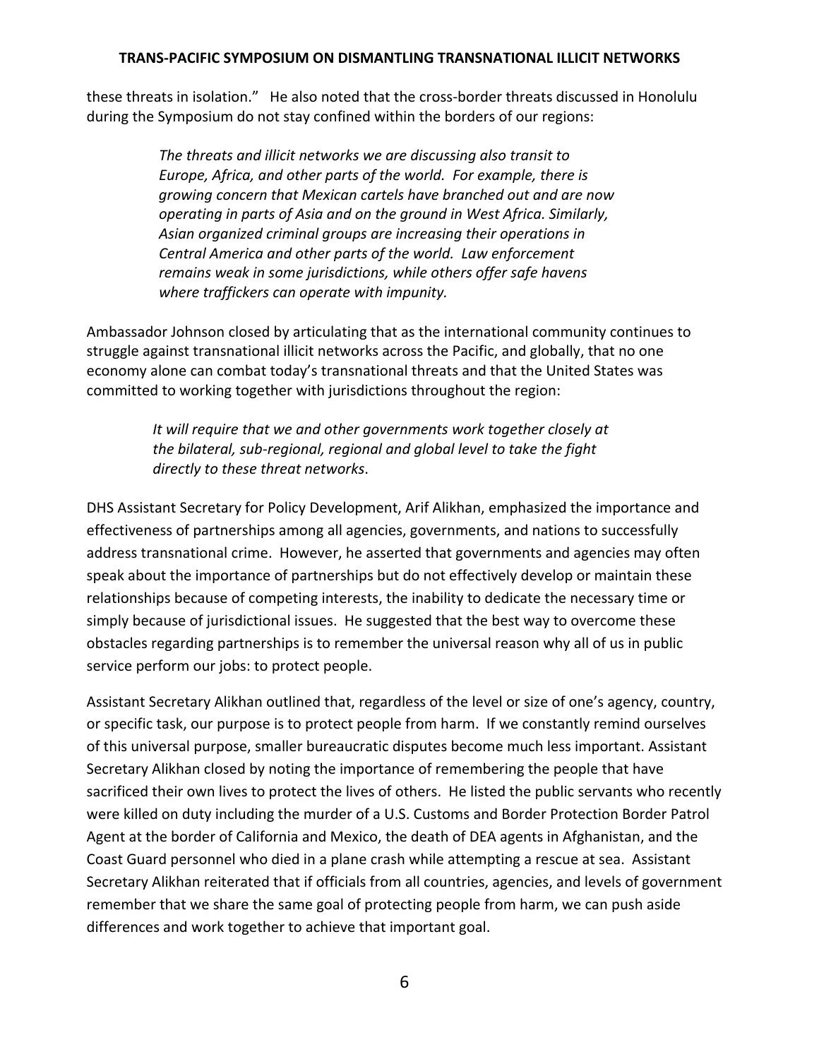these threats in isolation." He also noted that the cross-border threats discussed in Honolulu during the Symposium do not stay confined within the borders of our regions:

> *The threats and illicit networks we are discussing also transit to Europe, Africa, and other parts of the world. For example, there is growing concern that Mexican cartels have branched out and are now operating in parts of Asia and on the ground in West Africa. Similarly, Asian organized criminal groups are increasing their operations in Central America and other parts of the world. Law enforcement remains weak in some jurisdictions, while others offer safe havens where traffickers can operate with impunity.*

Ambassador Johnson closed by articulating that as the international community continues to struggle against transnational illicit networks across the Pacific, and globally, that no one economy alone can combat today's transnational threats and that the United States was committed to working together with jurisdictions throughout the region:

> *It will require that we and other governments work together closely at the bilateral, sub-regional, regional and global level to take the fight directly to these threat networks*.

DHS Assistant Secretary for Policy Development, Arif Alikhan, emphasized the importance and effectiveness of partnerships among all agencies, governments, and nations to successfully address transnational crime. However, he asserted that governments and agencies may often speak about the importance of partnerships but do not effectively develop or maintain these relationships because of competing interests, the inability to dedicate the necessary time or simply because of jurisdictional issues. He suggested that the best way to overcome these obstacles regarding partnerships is to remember the universal reason why all of us in public service perform our jobs: to protect people.

Assistant Secretary Alikhan outlined that, regardless of the level or size of one's agency, country, or specific task, our purpose is to protect people from harm. If we constantly remind ourselves of this universal purpose, smaller bureaucratic disputes become much less important. Assistant Secretary Alikhan closed by noting the importance of remembering the people that have sacrificed their own lives to protect the lives of others. He listed the public servants who recently were killed on duty including the murder of a U.S. Customs and Border Protection Border Patrol Agent at the border of California and Mexico, the death of DEA agents in Afghanistan, and the Coast Guard personnel who died in a plane crash while attempting a rescue at sea. Assistant Secretary Alikhan reiterated that if officials from all countries, agencies, and levels of government remember that we share the same goal of protecting people from harm, we can push aside differences and work together to achieve that important goal.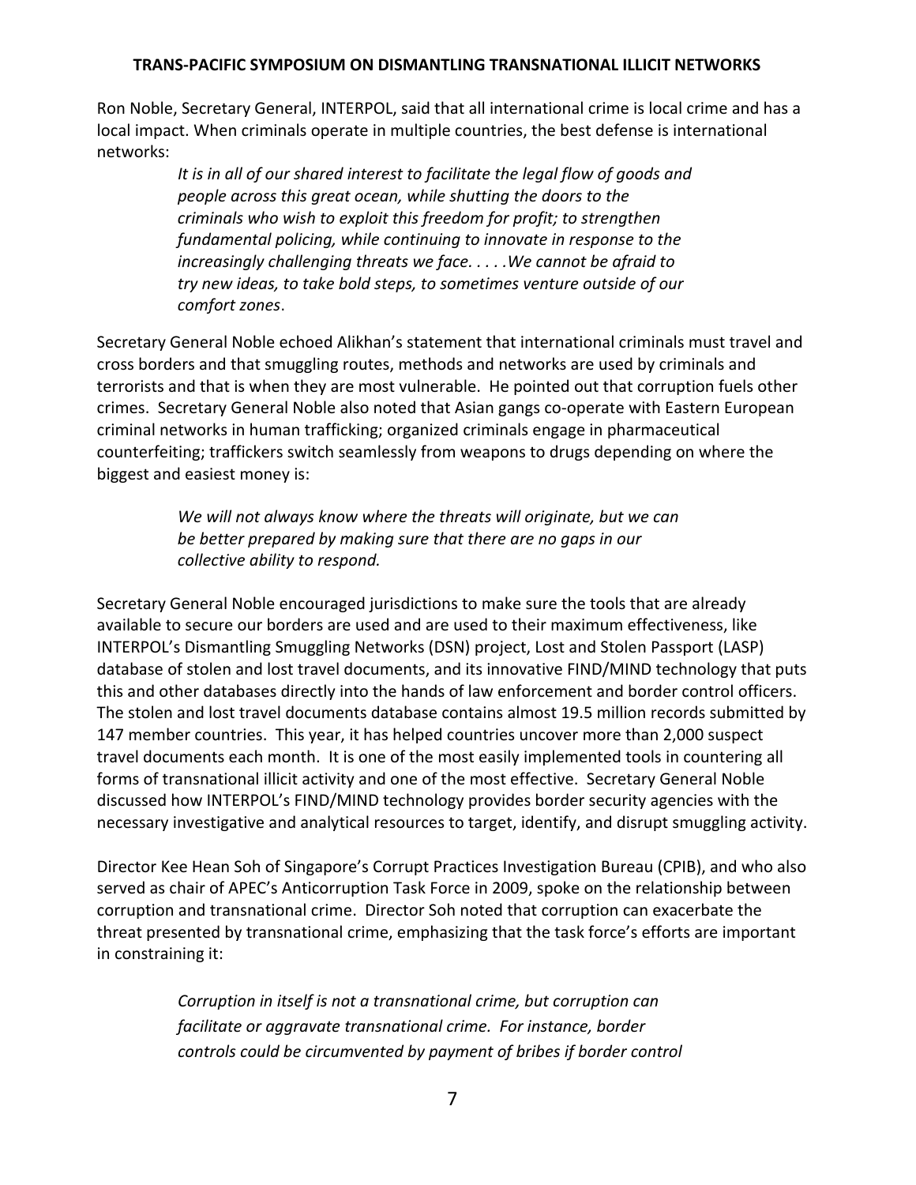Ron Noble, Secretary General, INTERPOL, said that all international crime is local crime and has a local impact. When criminals operate in multiple countries, the best defense is international networks:

> *It is in all of our shared interest to facilitate the legal flow of goods and people across this great ocean, while shutting the doors to the criminals who wish to exploit this freedom for profit; to strengthen fundamental policing, while continuing to innovate in response to the increasingly challenging threats we face. . . . .We cannot be afraid to try new ideas, to take bold steps, to sometimes venture outside of our comfort zones*.

Secretary General Noble echoed Alikhan's statement that international criminals must travel and cross borders and that smuggling routes, methods and networks are used by criminals and terrorists and that is when they are most vulnerable. He pointed out that corruption fuels other crimes. Secretary General Noble also noted that Asian gangs co-operate with Eastern European criminal networks in human trafficking; organized criminals engage in pharmaceutical counterfeiting; traffickers switch seamlessly from weapons to drugs depending on where the biggest and easiest money is:

> *We will not always know where the threats will originate, but we can be better prepared by making sure that there are no gaps in our collective ability to respond.*

Secretary General Noble encouraged jurisdictions to make sure the tools that are already available to secure our borders are used and are used to their maximum effectiveness, like INTERPOL's Dismantling Smuggling Networks (DSN) project, Lost and Stolen Passport (LASP) database of stolen and lost travel documents, and its innovative FIND/MIND technology that puts this and other databases directly into the hands of law enforcement and border control officers. The stolen and lost travel documents database contains almost 19.5 million records submitted by 147 member countries. This year, it has helped countries uncover more than 2,000 suspect travel documents each month. It is one of the most easily implemented tools in countering all forms of transnational illicit activity and one of the most effective. Secretary General Noble discussed how INTERPOL's FIND/MIND technology provides border security agencies with the necessary investigative and analytical resources to target, identify, and disrupt smuggling activity.

Director Kee Hean Soh of Singapore's Corrupt Practices Investigation Bureau (CPIB), and who also served as chair of APEC's Anticorruption Task Force in 2009, spoke on the relationship between corruption and transnational crime. Director Soh noted that corruption can exacerbate the threat presented by transnational crime, emphasizing that the task force's efforts are important in constraining it:

> *Corruption in itself is not a transnational crime, but corruption can facilitate or aggravate transnational crime. For instance, border controls could be circumvented by payment of bribes if border control*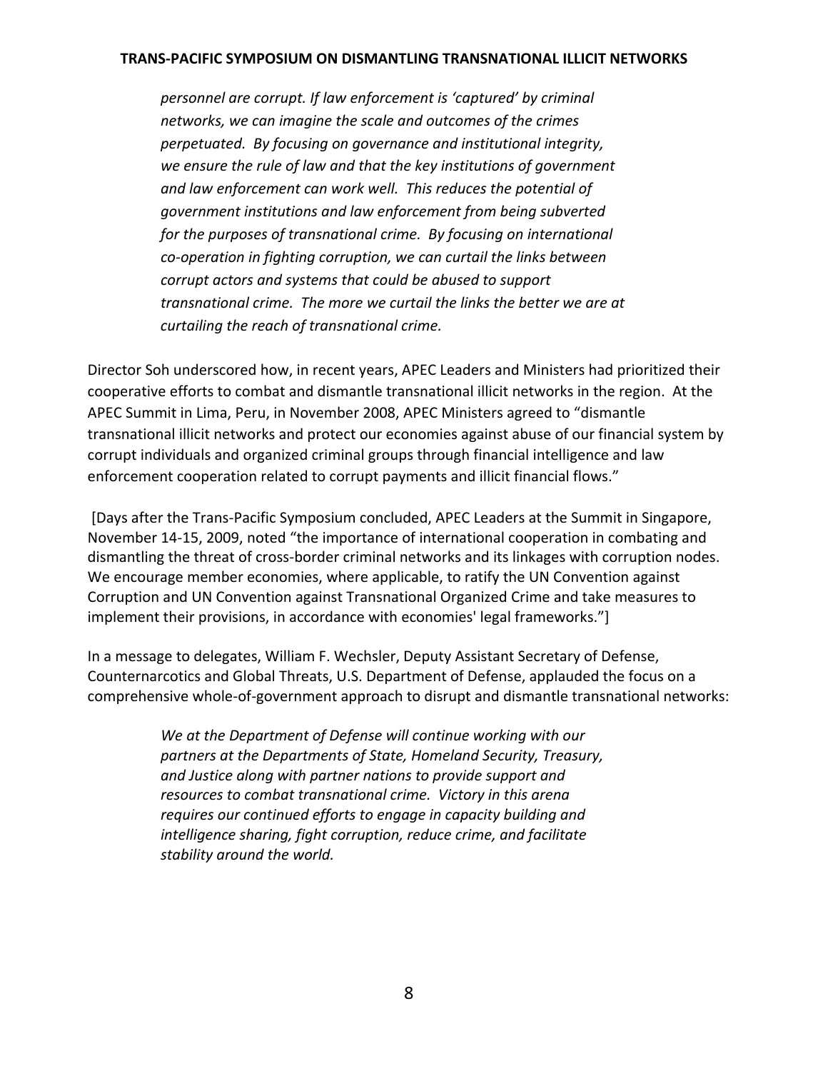> *personnel are corrupt. If law enforcement is 'captured' by criminal networks, we can imagine the scale and outcomes of the crimes perpetuated. By focusing on governance and institutional integrity, we ensure the rule of law and that the key institutions of government and law enforcement can work well. This reduces the potential of government institutions and law enforcement from being subverted for the purposes of transnational crime. By focusing on international co-operation in fighting corruption, we can curtail the links between corrupt actors and systems that could be abused to support transnational crime. The more we curtail the links the better we are at curtailing the reach of transnational crime.*

Director Soh underscored how, in recent years, APEC Leaders and Ministers had prioritized their cooperative efforts to combat and dismantle transnational illicit networks in the region. At the APEC Summit in Lima, Peru, in November 2008, APEC Ministers agreed to "dismantle transnational illicit networks and protect our economies against abuse of our financial system by corrupt individuals and organized criminal groups through financial intelligence and law enforcement cooperation related to corrupt payments and illicit financial flows."

[Days after the Trans-Pacific Symposium concluded, APEC Leaders at the Summit in Singapore, November 14-15, 2009, noted "the importance of international cooperation in combating and dismantling the threat of cross-border criminal networks and its linkages with corruption nodes. We encourage member economies, where applicable, to ratify the UN Convention against Corruption and UN Convention against Transnational Organized Crime and take measures to implement their provisions, in accordance with economies' legal frameworks."]

In a message to delegates, William F. Wechsler, Deputy Assistant Secretary of Defense, Counternarcotics and Global Threats, U.S. Department of Defense, applauded the focus on a comprehensive whole-of-government approach to disrupt and dismantle transnational networks:

> *We at the Department of Defense will continue working with our partners at the Departments of State, Homeland Security, Treasury, and Justice along with partner nations to provide support and resources to combat transnational crime. Victory in this arena requires our continued efforts to engage in capacity building and intelligence sharing, fight corruption, reduce crime, and facilitate stability around the world.*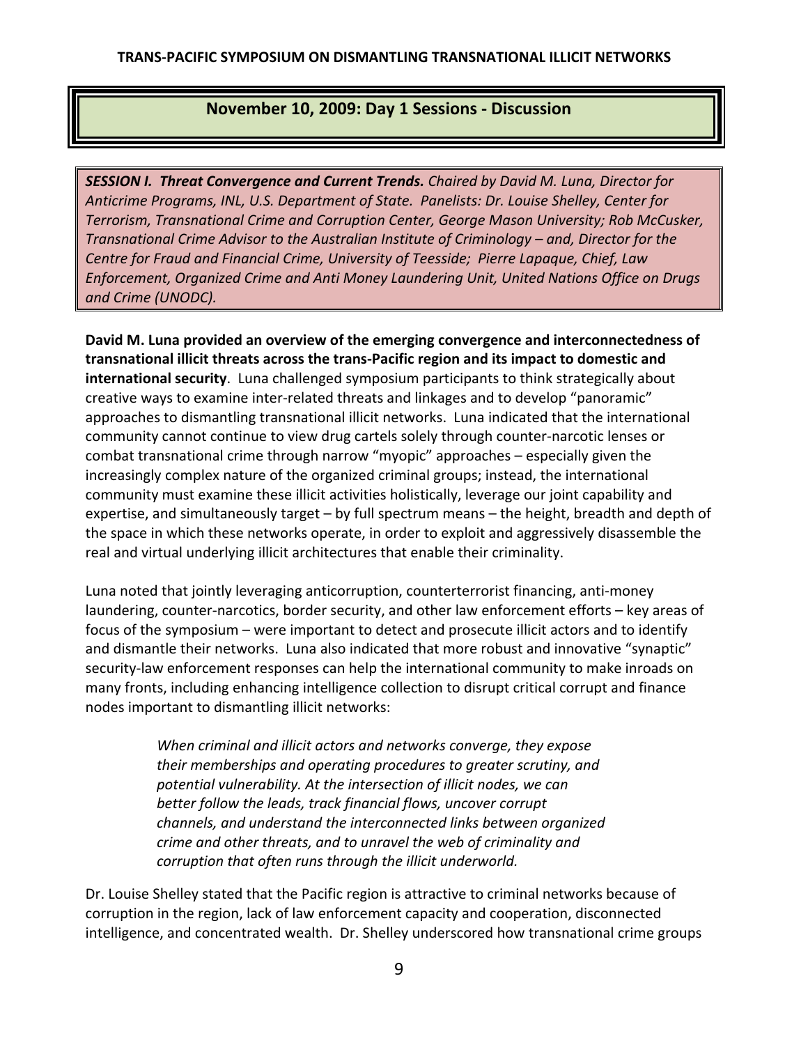## November 10, 2009: Day 1 Sessions - Discussion

***SESSION I. Threat Convergence and Current Trends.*** *Chaired by David M. Luna, Director for Anticrime Programs, INL, U.S. Department of State. Panelists: Dr. Louise Shelley, Center for Terrorism, Transnational Crime and Corruption Center, George Mason University; Rob McCusker, Transnational Crime Advisor to the Australian Institute of Criminology – and, Director for the Centre for Fraud and Financial Crime, University of Teesside; Pierre Lapaque, Chief, Law Enforcement, Organized Crime and Anti Money Laundering Unit, United Nations Office on Drugs and Crime (UNODC).*

**David M. Luna provided an overview of the emerging convergence and interconnectedness of transnational illicit threats across the trans-Pacific region and its impact to domestic and international security**. Luna challenged symposium participants to think strategically about creative ways to examine inter-related threats and linkages and to develop "panoramic" approaches to dismantling transnational illicit networks. Luna indicated that the international community cannot continue to view drug cartels solely through counter-narcotic lenses or combat transnational crime through narrow "myopic" approaches – especially given the increasingly complex nature of the organized criminal groups; instead, the international community must examine these illicit activities holistically, leverage our joint capability and expertise, and simultaneously target – by full spectrum means – the height, breadth and depth of the space in which these networks operate, in order to exploit and aggressively disassemble the real and virtual underlying illicit architectures that enable their criminality.

Luna noted that jointly leveraging anticorruption, counterterrorist financing, anti-money laundering, counter-narcotics, border security, and other law enforcement efforts – key areas of focus of the symposium – were important to detect and prosecute illicit actors and to identify and dismantle their networks. Luna also indicated that more robust and innovative "synaptic" security-law enforcement responses can help the international community to make inroads on many fronts, including enhancing intelligence collection to disrupt critical corrupt and finance nodes important to dismantling illicit networks:

> *When criminal and illicit actors and networks converge, they expose their memberships and operating procedures to greater scrutiny, and potential vulnerability. At the intersection of illicit nodes, we can better follow the leads, track financial flows, uncover corrupt channels, and understand the interconnected links between organized crime and other threats, and to unravel the web of criminality and corruption that often runs through the illicit underworld.*

Dr. Louise Shelley stated that the Pacific region is attractive to criminal networks because of corruption in the region, lack of law enforcement capacity and cooperation, disconnected intelligence, and concentrated wealth. Dr. Shelley underscored how transnational crime groups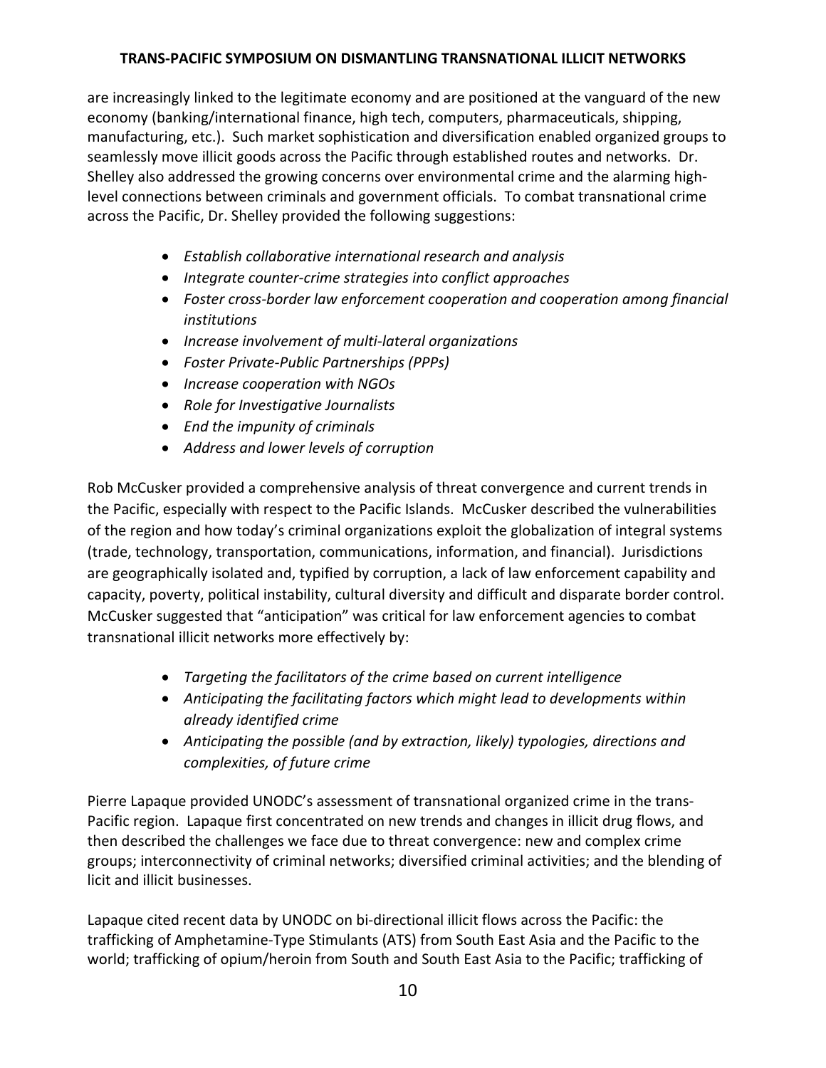are increasingly linked to the legitimate economy and are positioned at the vanguard of the new economy (banking/international finance, high tech, computers, pharmaceuticals, shipping, manufacturing, etc.). Such market sophistication and diversification enabled organized groups to seamlessly move illicit goods across the Pacific through established routes and networks. Dr. Shelley also addressed the growing concerns over environmental crime and the alarming high-level connections between criminals and government officials. To combat transnational crime across the Pacific, Dr. Shelley provided the following suggestions:

- *Establish collaborative international research and analysis*
- *Integrate counter-crime strategies into conflict approaches*
- *Foster cross-border law enforcement cooperation and cooperation among financial institutions*
- *Increase involvement of multi-lateral organizations*
- *Foster Private-Public Partnerships (PPPs)*
- *Increase cooperation with NGOs*
- *Role for Investigative Journalists*
- *End the impunity of criminals*
- *Address and lower levels of corruption*

Rob McCusker provided a comprehensive analysis of threat convergence and current trends in the Pacific, especially with respect to the Pacific Islands. McCusker described the vulnerabilities of the region and how today's criminal organizations exploit the globalization of integral systems (trade, technology, transportation, communications, information, and financial). Jurisdictions are geographically isolated and, typified by corruption, a lack of law enforcement capability and capacity, poverty, political instability, cultural diversity and difficult and disparate border control. McCusker suggested that "anticipation" was critical for law enforcement agencies to combat transnational illicit networks more effectively by:

- *Targeting the facilitators of the crime based on current intelligence*
- *Anticipating the facilitating factors which might lead to developments within already identified crime*
- *Anticipating the possible (and by extraction, likely) typologies, directions and complexities, of future crime*

Pierre Lapaque provided UNODC's assessment of transnational organized crime in the trans-Pacific region. Lapaque first concentrated on new trends and changes in illicit drug flows, and then described the challenges we face due to threat convergence: new and complex crime groups; interconnectivity of criminal networks; diversified criminal activities; and the blending of licit and illicit businesses.

Lapaque cited recent data by UNODC on bi-directional illicit flows across the Pacific: the trafficking of Amphetamine-Type Stimulants (ATS) from South East Asia and the Pacific to the world; trafficking of opium/heroin from South and South East Asia to the Pacific; trafficking of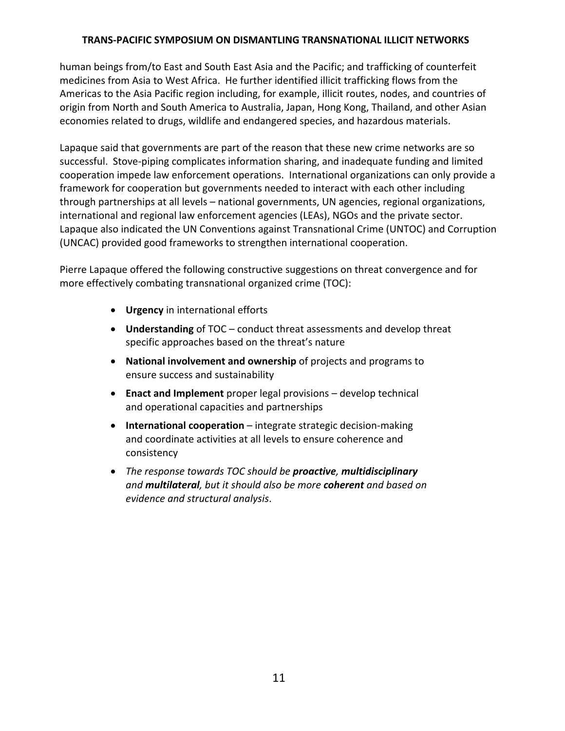human beings from/to East and South East Asia and the Pacific; and trafficking of counterfeit medicines from Asia to West Africa. He further identified illicit trafficking flows from the Americas to the Asia Pacific region including, for example, illicit routes, nodes, and countries of origin from North and South America to Australia, Japan, Hong Kong, Thailand, and other Asian economies related to drugs, wildlife and endangered species, and hazardous materials.

Lapaque said that governments are part of the reason that these new crime networks are so successful. Stove-piping complicates information sharing, and inadequate funding and limited cooperation impede law enforcement operations. International organizations can only provide a framework for cooperation but governments needed to interact with each other including through partnerships at all levels – national governments, UN agencies, regional organizations, international and regional law enforcement agencies (LEAs), NGOs and the private sector. Lapaque also indicated the UN Conventions against Transnational Crime (UNTOC) and Corruption (UNCAC) provided good frameworks to strengthen international cooperation.

Pierre Lapaque offered the following constructive suggestions on threat convergence and for more effectively combating transnational organized crime (TOC):

- **Urgency** in international efforts
- **Understanding** of TOC – conduct threat assessments and develop threat specific approaches based on the threat's nature
- **National involvement and ownership** of projects and programs to ensure success and sustainability
- **Enact and Implement** proper legal provisions – develop technical and operational capacities and partnerships
- **International cooperation** – integrate strategic decision-making and coordinate activities at all levels to ensure coherence and consistency
- *The response towards TOC should be **proactive**, **multidisciplinary** and **multilateral**, but it should also be more **coherent** and based on evidence and structural analysis.*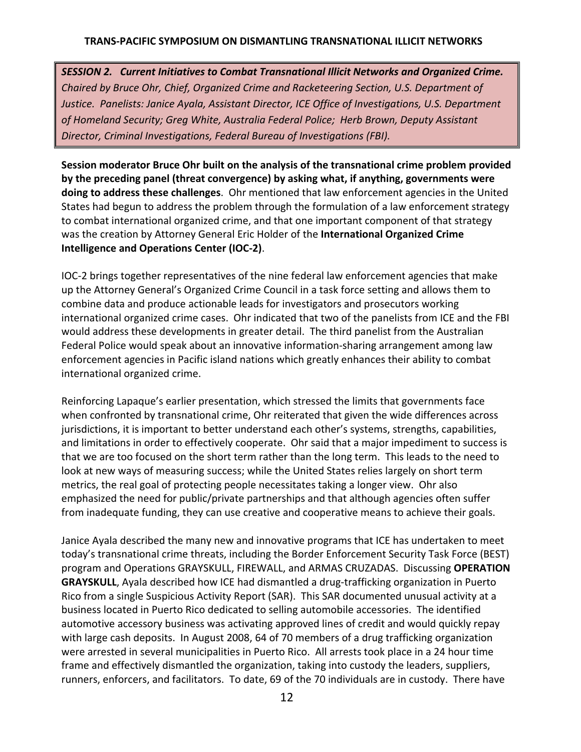**SESSION 2. *Current Initiatives to Combat Transnational Illicit Networks and Organized Crime.***
*Chaired by Bruce Ohr, Chief, Organized Crime and Racketeering Section, U.S. Department of Justice. Panelists: Janice Ayala, Assistant Director, ICE Office of Investigations, U.S. Department of Homeland Security; Greg White, Australia Federal Police; Herb Brown, Deputy Assistant Director, Criminal Investigations, Federal Bureau of Investigations (FBI).*

**Session moderator Bruce Ohr built on the analysis of the transnational crime problem provided by the preceding panel (threat convergence) by asking what, if anything, governments were doing to address these challenges**. Ohr mentioned that law enforcement agencies in the United States had begun to address the problem through the formulation of a law enforcement strategy to combat international organized crime, and that one important component of that strategy was the creation by Attorney General Eric Holder of the **International Organized Crime Intelligence and Operations Center (IOC-2)**.

IOC-2 brings together representatives of the nine federal law enforcement agencies that make up the Attorney General's Organized Crime Council in a task force setting and allows them to combine data and produce actionable leads for investigators and prosecutors working international organized crime cases. Ohr indicated that two of the panelists from ICE and the FBI would address these developments in greater detail. The third panelist from the Australian Federal Police would speak about an innovative information-sharing arrangement among law enforcement agencies in Pacific island nations which greatly enhances their ability to combat international organized crime.

Reinforcing Lapaque's earlier presentation, which stressed the limits that governments face when confronted by transnational crime, Ohr reiterated that given the wide differences across jurisdictions, it is important to better understand each other's systems, strengths, capabilities, and limitations in order to effectively cooperate. Ohr said that a major impediment to success is that we are too focused on the short term rather than the long term. This leads to the need to look at new ways of measuring success; while the United States relies largely on short term metrics, the real goal of protecting people necessitates taking a longer view. Ohr also emphasized the need for public/private partnerships and that although agencies often suffer from inadequate funding, they can use creative and cooperative means to achieve their goals.

Janice Ayala described the many new and innovative programs that ICE has undertaken to meet today's transnational crime threats, including the Border Enforcement Security Task Force (BEST) program and Operations GRAYSKULL, FIREWALL, and ARMAS CRUZADAS. Discussing **OPERATION GRAYSKULL**, Ayala described how ICE had dismantled a drug-trafficking organization in Puerto Rico from a single Suspicious Activity Report (SAR). This SAR documented unusual activity at a business located in Puerto Rico dedicated to selling automobile accessories. The identified automotive accessory business was activating approved lines of credit and would quickly repay with large cash deposits. In August 2008, 64 of 70 members of a drug trafficking organization were arrested in several municipalities in Puerto Rico. All arrests took place in a 24 hour time frame and effectively dismantled the organization, taking into custody the leaders, suppliers, runners, enforcers, and facilitators. To date, 69 of the 70 individuals are in custody. There have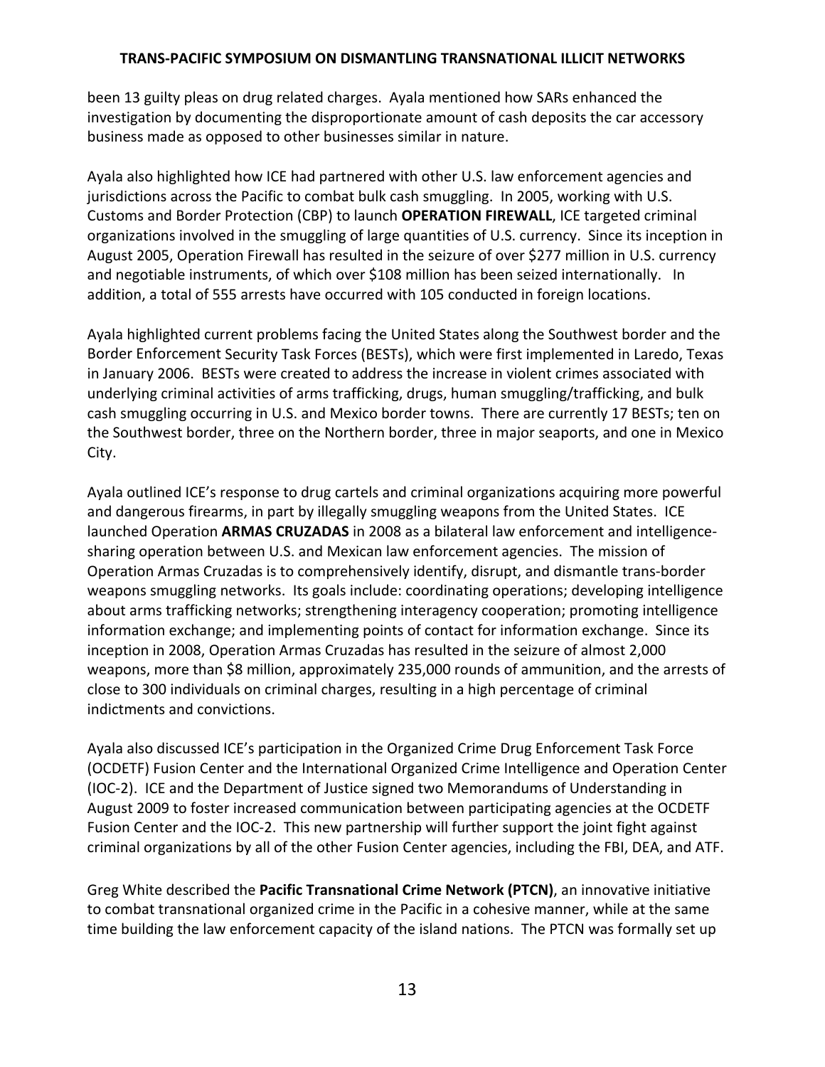been 13 guilty pleas on drug related charges. Ayala mentioned how SARs enhanced the investigation by documenting the disproportionate amount of cash deposits the car accessory business made as opposed to other businesses similar in nature.

Ayala also highlighted how ICE had partnered with other U.S. law enforcement agencies and jurisdictions across the Pacific to combat bulk cash smuggling. In 2005, working with U.S. Customs and Border Protection (CBP) to launch **OPERATION FIREWALL**, ICE targeted criminal organizations involved in the smuggling of large quantities of U.S. currency. Since its inception in August 2005, Operation Firewall has resulted in the seizure of over $277 million in U.S. currency and negotiable instruments, of which over $108 million has been seized internationally. In addition, a total of 555 arrests have occurred with 105 conducted in foreign locations.

Ayala highlighted current problems facing the United States along the Southwest border and the Border Enforcement Security Task Forces (BESTs), which were first implemented in Laredo, Texas in January 2006. BESTs were created to address the increase in violent crimes associated with underlying criminal activities of arms trafficking, drugs, human smuggling/trafficking, and bulk cash smuggling occurring in U.S. and Mexico border towns. There are currently 17 BESTs; ten on the Southwest border, three on the Northern border, three in major seaports, and one in Mexico City.

Ayala outlined ICE's response to drug cartels and criminal organizations acquiring more powerful and dangerous firearms, in part by illegally smuggling weapons from the United States. ICE launched Operation **ARMAS CRUZADAS** in 2008 as a bilateral law enforcement and intelligence-sharing operation between U.S. and Mexican law enforcement agencies. The mission of Operation Armas Cruzadas is to comprehensively identify, disrupt, and dismantle trans-border weapons smuggling networks. Its goals include: coordinating operations; developing intelligence about arms trafficking networks; strengthening interagency cooperation; promoting intelligence information exchange; and implementing points of contact for information exchange. Since its inception in 2008, Operation Armas Cruzadas has resulted in the seizure of almost 2,000 weapons, more than $8 million, approximately 235,000 rounds of ammunition, and the arrests of close to 300 individuals on criminal charges, resulting in a high percentage of criminal indictments and convictions.

Ayala also discussed ICE's participation in the Organized Crime Drug Enforcement Task Force (OCDETF) Fusion Center and the International Organized Crime Intelligence and Operation Center (IOC-2). ICE and the Department of Justice signed two Memorandums of Understanding in August 2009 to foster increased communication between participating agencies at the OCDETF Fusion Center and the IOC-2. This new partnership will further support the joint fight against criminal organizations by all of the other Fusion Center agencies, including the FBI, DEA, and ATF.

Greg White described the **Pacific Transnational Crime Network (PTCN)**, an innovative initiative to combat transnational organized crime in the Pacific in a cohesive manner, while at the same time building the law enforcement capacity of the island nations. The PTCN was formally set up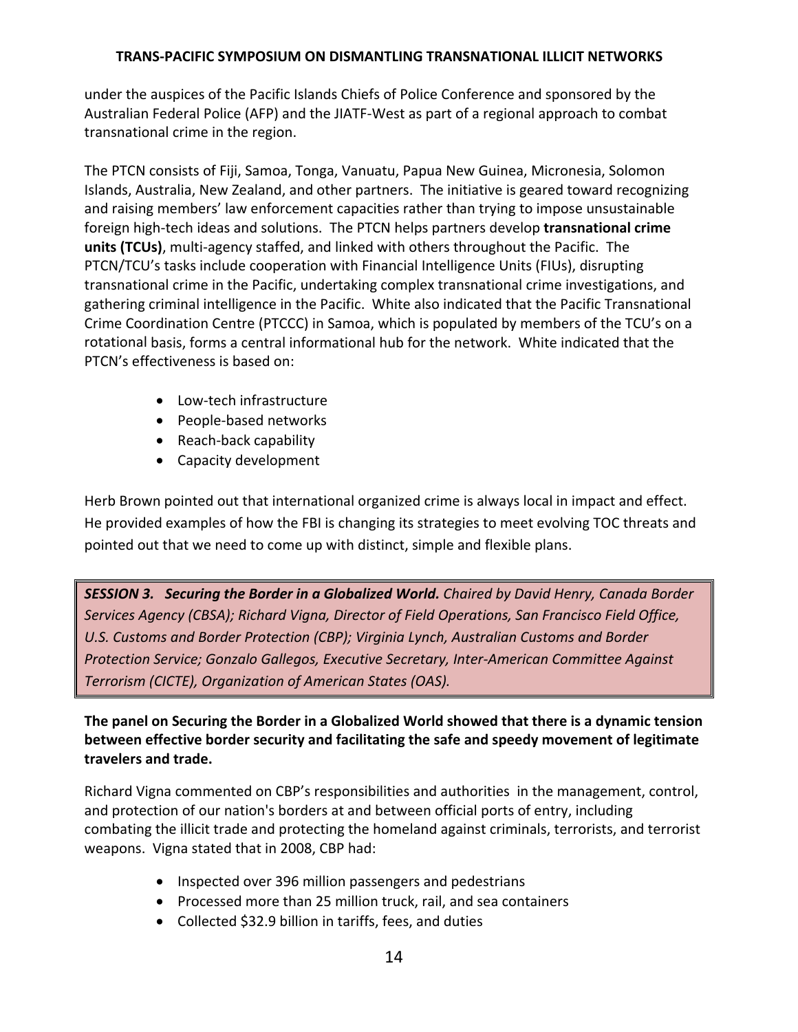under the auspices of the Pacific Islands Chiefs of Police Conference and sponsored by the Australian Federal Police (AFP) and the JIATF-West as part of a regional approach to combat transnational crime in the region.

The PTCN consists of Fiji, Samoa, Tonga, Vanuatu, Papua New Guinea, Micronesia, Solomon Islands, Australia, New Zealand, and other partners. The initiative is geared toward recognizing and raising members' law enforcement capacities rather than trying to impose unsustainable foreign high-tech ideas and solutions. The PTCN helps partners develop **transnational crime units (TCUs)**, multi-agency staffed, and linked with others throughout the Pacific. The PTCN/TCU's tasks include cooperation with Financial Intelligence Units (FIUs), disrupting transnational crime in the Pacific, undertaking complex transnational crime investigations, and gathering criminal intelligence in the Pacific. White also indicated that the Pacific Transnational Crime Coordination Centre (PTCCC) in Samoa, which is populated by members of the TCU's on a rotational basis, forms a central informational hub for the network. White indicated that the PTCN's effectiveness is based on:

- Low-tech infrastructure
- People-based networks
- Reach-back capability
- Capacity development

Herb Brown pointed out that international organized crime is always local in impact and effect. He provided examples of how the FBI is changing its strategies to meet evolving TOC threats and pointed out that we need to come up with distinct, simple and flexible plans.

***SESSION 3. Securing the Border in a Globalized World.*** *Chaired by David Henry, Canada Border Services Agency (CBSA); Richard Vigna, Director of Field Operations, San Francisco Field Office, U.S. Customs and Border Protection (CBP); Virginia Lynch, Australian Customs and Border Protection Service; Gonzalo Gallegos, Executive Secretary, Inter-American Committee Against Terrorism (CICTE), Organization of American States (OAS).*

**The panel on Securing the Border in a Globalized World showed that there is a dynamic tension between effective border security and facilitating the safe and speedy movement of legitimate travelers and trade.**

Richard Vigna commented on CBP's responsibilities and authorities in the management, control, and protection of our nation's borders at and between official ports of entry, including combating the illicit trade and protecting the homeland against criminals, terrorists, and terrorist weapons. Vigna stated that in 2008, CBP had:

- Inspected over 396 million passengers and pedestrians
- Processed more than 25 million truck, rail, and sea containers
- Collected $32.9 billion in tariffs, fees, and duties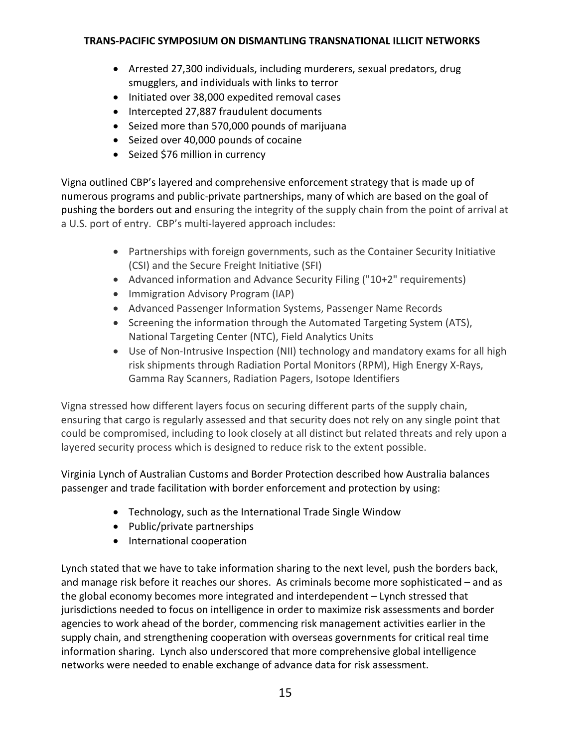- Arrested 27,300 individuals, including murderers, sexual predators, drug smugglers, and individuals with links to terror
- Initiated over 38,000 expedited removal cases
- Intercepted 27,887 fraudulent documents
- Seized more than 570,000 pounds of marijuana
- Seized over 40,000 pounds of cocaine
- Seized $76 million in currency

Vigna outlined CBP's layered and comprehensive enforcement strategy that is made up of numerous programs and public-private partnerships, many of which are based on the goal of pushing the borders out and ensuring the integrity of the supply chain from the point of arrival at a U.S. port of entry. CBP's multi-layered approach includes:

- Partnerships with foreign governments, such as the Container Security Initiative (CSI) and the Secure Freight Initiative (SFI)
- Advanced information and Advance Security Filing ("10+2" requirements)
- Immigration Advisory Program (IAP)
- Advanced Passenger Information Systems, Passenger Name Records
- Screening the information through the Automated Targeting System (ATS), National Targeting Center (NTC), Field Analytics Units
- Use of Non-Intrusive Inspection (NII) technology and mandatory exams for all high risk shipments through Radiation Portal Monitors (RPM), High Energy X-Rays, Gamma Ray Scanners, Radiation Pagers, Isotope Identifiers

Vigna stressed how different layers focus on securing different parts of the supply chain, ensuring that cargo is regularly assessed and that security does not rely on any single point that could be compromised, including to look closely at all distinct but related threats and rely upon a layered security process which is designed to reduce risk to the extent possible.

Virginia Lynch of Australian Customs and Border Protection described how Australia balances passenger and trade facilitation with border enforcement and protection by using:

- Technology, such as the International Trade Single Window
- Public/private partnerships
- International cooperation

Lynch stated that we have to take information sharing to the next level, push the borders back, and manage risk before it reaches our shores. As criminals become more sophisticated – and as the global economy becomes more integrated and interdependent – Lynch stressed that jurisdictions needed to focus on intelligence in order to maximize risk assessments and border agencies to work ahead of the border, commencing risk management activities earlier in the supply chain, and strengthening cooperation with overseas governments for critical real time information sharing. Lynch also underscored that more comprehensive global intelligence networks were needed to enable exchange of advance data for risk assessment.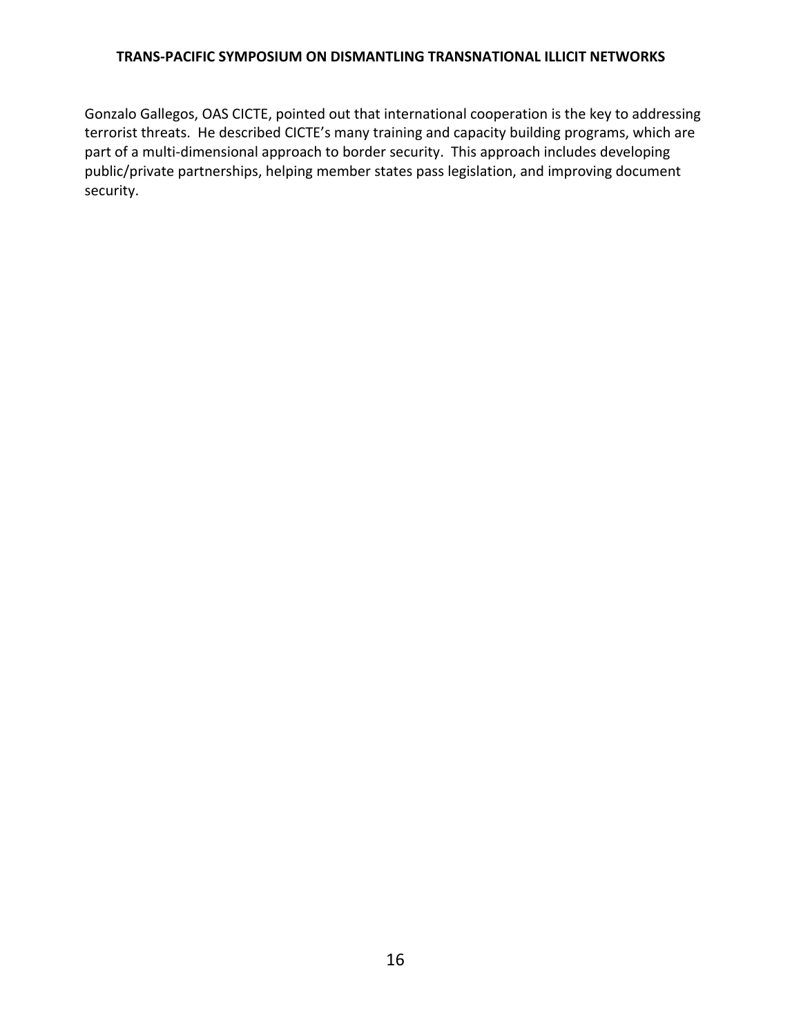Gonzalo Gallegos, OAS CICTE, pointed out that international cooperation is the key to addressing terrorist threats. He described CICTE's many training and capacity building programs, which are part of a multi-dimensional approach to border security. This approach includes developing public/private partnerships, helping member states pass legislation, and improving document security.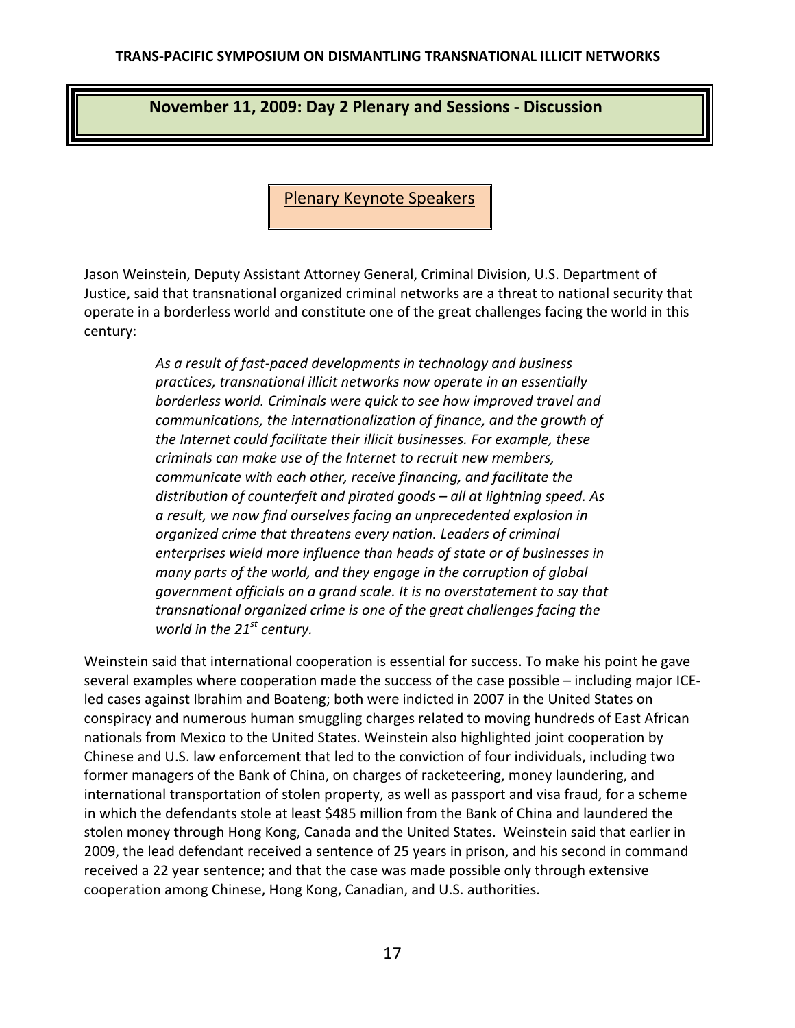## November 11, 2009: Day 2 Plenary and Sessions - Discussion

### Plenary Keynote Speakers

Jason Weinstein, Deputy Assistant Attorney General, Criminal Division, U.S. Department of Justice, said that transnational organized criminal networks are a threat to national security that operate in a borderless world and constitute one of the great challenges facing the world in this century:

> *As a result of fast-paced developments in technology and business practices, transnational illicit networks now operate in an essentially borderless world. Criminals were quick to see how improved travel and communications, the internationalization of finance, and the growth of the Internet could facilitate their illicit businesses. For example, these criminals can make use of the Internet to recruit new members, communicate with each other, receive financing, and facilitate the distribution of counterfeit and pirated goods – all at lightning speed. As a result, we now find ourselves facing an unprecedented explosion in organized crime that threatens every nation. Leaders of criminal enterprises wield more influence than heads of state or of businesses in many parts of the world, and they engage in the corruption of global government officials on a grand scale. It is no overstatement to say that transnational organized crime is one of the great challenges facing the world in the 21st century.*

Weinstein said that international cooperation is essential for success. To make his point he gave several examples where cooperation made the success of the case possible – including major ICE-led cases against Ibrahim and Boateng; both were indicted in 2007 in the United States on conspiracy and numerous human smuggling charges related to moving hundreds of East African nationals from Mexico to the United States. Weinstein also highlighted joint cooperation by Chinese and U.S. law enforcement that led to the conviction of four individuals, including two former managers of the Bank of China, on charges of racketeering, money laundering, and international transportation of stolen property, as well as passport and visa fraud, for a scheme in which the defendants stole at least $485 million from the Bank of China and laundered the stolen money through Hong Kong, Canada and the United States. Weinstein said that earlier in 2009, the lead defendant received a sentence of 25 years in prison, and his second in command received a 22 year sentence; and that the case was made possible only through extensive cooperation among Chinese, Hong Kong, Canadian, and U.S. authorities.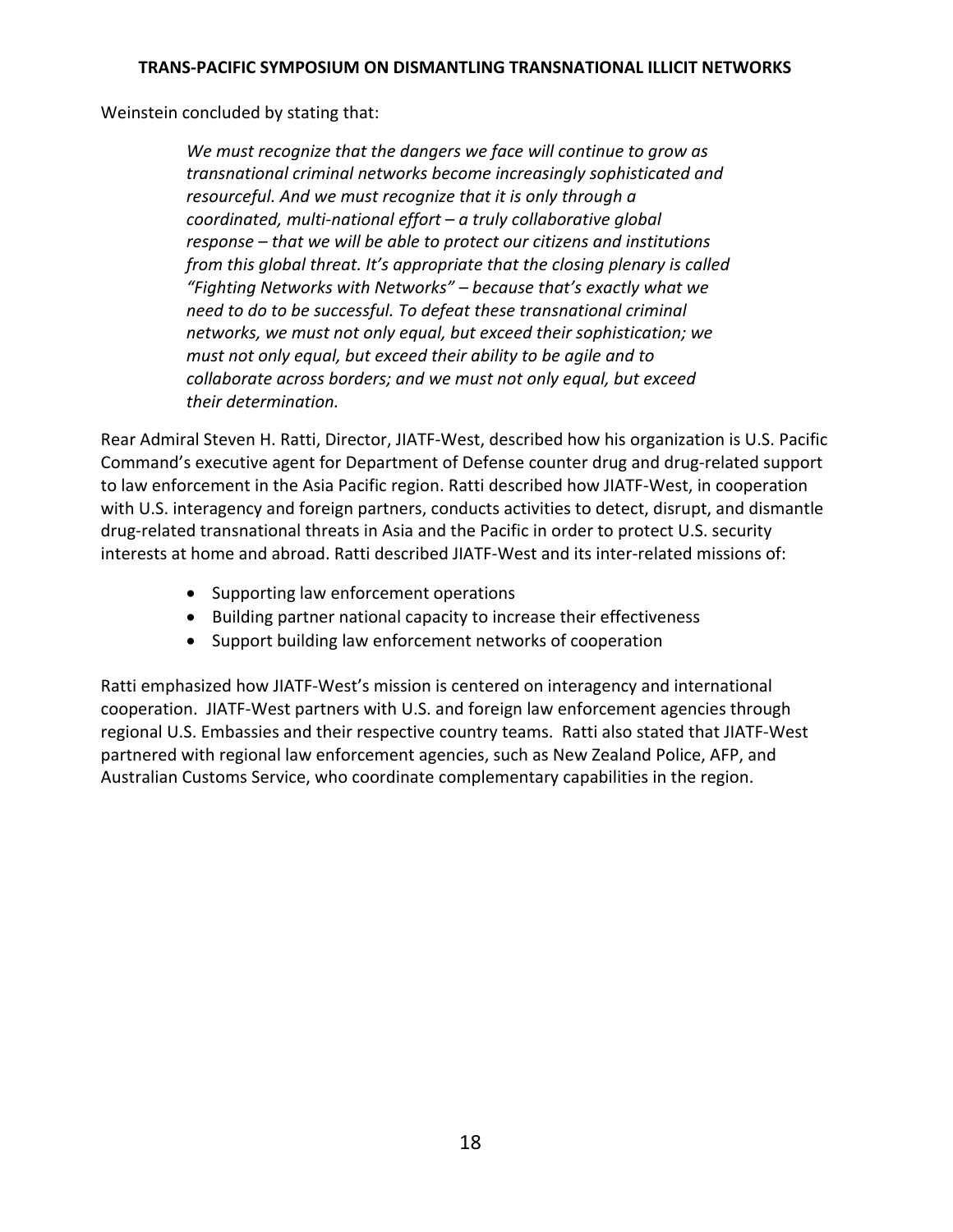Weinstein concluded by stating that:

> *We must recognize that the dangers we face will continue to grow as transnational criminal networks become increasingly sophisticated and resourceful. And we must recognize that it is only through a coordinated, multi-national effort – a truly collaborative global response – that we will be able to protect our citizens and institutions from this global threat. It's appropriate that the closing plenary is called "Fighting Networks with Networks" – because that's exactly what we need to do to be successful. To defeat these transnational criminal networks, we must not only equal, but exceed their sophistication; we must not only equal, but exceed their ability to be agile and to collaborate across borders; and we must not only equal, but exceed their determination.*

Rear Admiral Steven H. Ratti, Director, JIATF-West, described how his organization is U.S. Pacific Command's executive agent for Department of Defense counter drug and drug-related support to law enforcement in the Asia Pacific region. Ratti described how JIATF-West, in cooperation with U.S. interagency and foreign partners, conducts activities to detect, disrupt, and dismantle drug-related transnational threats in Asia and the Pacific in order to protect U.S. security interests at home and abroad. Ratti described JIATF-West and its inter-related missions of:

- Supporting law enforcement operations
- Building partner national capacity to increase their effectiveness
- Support building law enforcement networks of cooperation

Ratti emphasized how JIATF-West's mission is centered on interagency and international cooperation. JIATF-West partners with U.S. and foreign law enforcement agencies through regional U.S. Embassies and their respective country teams. Ratti also stated that JIATF-West partnered with regional law enforcement agencies, such as New Zealand Police, AFP, and Australian Customs Service, who coordinate complementary capabilities in the region.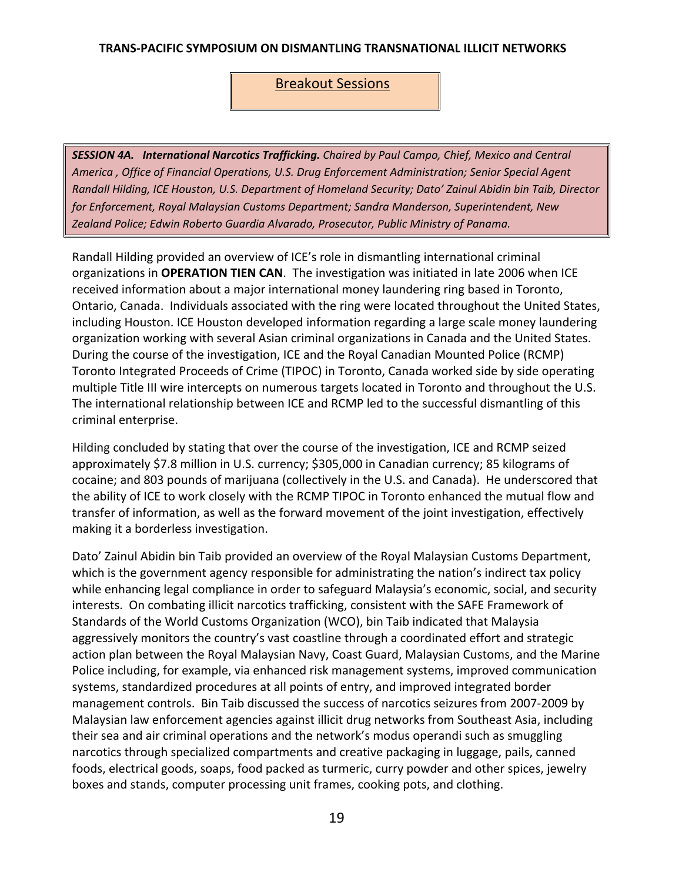## Breakout Sessions

***SESSION 4A. International Narcotics Trafficking.*** *Chaired by Paul Campo, Chief, Mexico and Central America , Office of Financial Operations, U.S. Drug Enforcement Administration; Senior Special Agent Randall Hilding, ICE Houston, U.S. Department of Homeland Security; Dato' Zainul Abidin bin Taib, Director for Enforcement, Royal Malaysian Customs Department; Sandra Manderson, Superintendent, New Zealand Police; Edwin Roberto Guardia Alvarado, Prosecutor, Public Ministry of Panama.*

Randall Hilding provided an overview of ICE's role in dismantling international criminal organizations in **OPERATION TIEN CAN**. The investigation was initiated in late 2006 when ICE received information about a major international money laundering ring based in Toronto, Ontario, Canada. Individuals associated with the ring were located throughout the United States, including Houston. ICE Houston developed information regarding a large scale money laundering organization working with several Asian criminal organizations in Canada and the United States. During the course of the investigation, ICE and the Royal Canadian Mounted Police (RCMP) Toronto Integrated Proceeds of Crime (TIPOC) in Toronto, Canada worked side by side operating multiple Title III wire intercepts on numerous targets located in Toronto and throughout the U.S. The international relationship between ICE and RCMP led to the successful dismantling of this criminal enterprise.

Hilding concluded by stating that over the course of the investigation, ICE and RCMP seized approximately $7.8 million in U.S. currency; $305,000 in Canadian currency; 85 kilograms of cocaine; and 803 pounds of marijuana (collectively in the U.S. and Canada). He underscored that the ability of ICE to work closely with the RCMP TIPOC in Toronto enhanced the mutual flow and transfer of information, as well as the forward movement of the joint investigation, effectively making it a borderless investigation.

Dato' Zainul Abidin bin Taib provided an overview of the Royal Malaysian Customs Department, which is the government agency responsible for administrating the nation's indirect tax policy while enhancing legal compliance in order to safeguard Malaysia's economic, social, and security interests. On combating illicit narcotics trafficking, consistent with the SAFE Framework of Standards of the World Customs Organization (WCO), bin Taib indicated that Malaysia aggressively monitors the country's vast coastline through a coordinated effort and strategic action plan between the Royal Malaysian Navy, Coast Guard, Malaysian Customs, and the Marine Police including, for example, via enhanced risk management systems, improved communication systems, standardized procedures at all points of entry, and improved integrated border management controls. Bin Taib discussed the success of narcotics seizures from 2007-2009 by Malaysian law enforcement agencies against illicit drug networks from Southeast Asia, including their sea and air criminal operations and the network's modus operandi such as smuggling narcotics through specialized compartments and creative packaging in luggage, pails, canned foods, electrical goods, soaps, food packed as turmeric, curry powder and other spices, jewelry boxes and stands, computer processing unit frames, cooking pots, and clothing.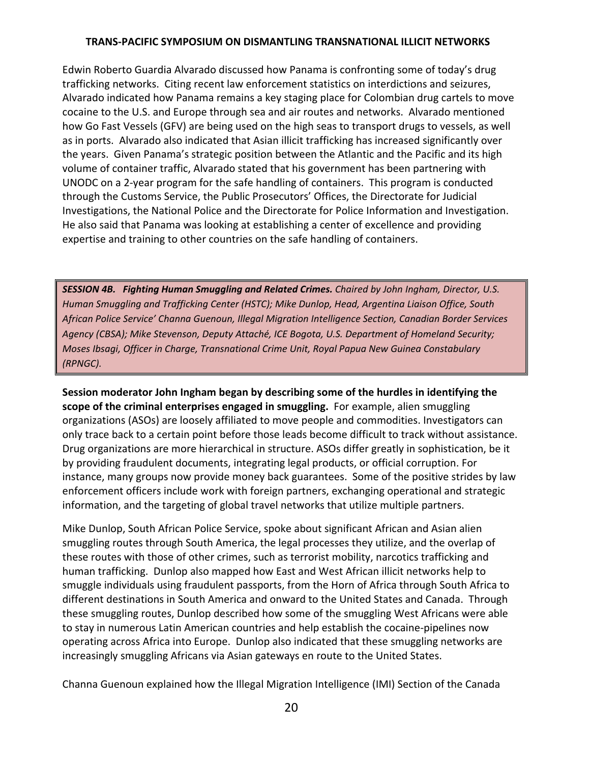Edwin Roberto Guardia Alvarado discussed how Panama is confronting some of today's drug trafficking networks. Citing recent law enforcement statistics on interdictions and seizures, Alvarado indicated how Panama remains a key staging place for Colombian drug cartels to move cocaine to the U.S. and Europe through sea and air routes and networks. Alvarado mentioned how Go Fast Vessels (GFV) are being used on the high seas to transport drugs to vessels, as well as in ports. Alvarado also indicated that Asian illicit trafficking has increased significantly over the years. Given Panama's strategic position between the Atlantic and the Pacific and its high volume of container traffic, Alvarado stated that his government has been partnering with UNODC on a 2-year program for the safe handling of containers. This program is conducted through the Customs Service, the Public Prosecutors' Offices, the Directorate for Judicial Investigations, the National Police and the Directorate for Police Information and Investigation. He also said that Panama was looking at establishing a center of excellence and providing expertise and training to other countries on the safe handling of containers.

***SESSION 4B. Fighting Human Smuggling and Related Crimes.*** *Chaired by John Ingham, Director, U.S. Human Smuggling and Trafficking Center (HSTC); Mike Dunlop, Head, Argentina Liaison Office, South African Police Service' Channa Guenoun, Illegal Migration Intelligence Section, Canadian Border Services Agency (CBSA); Mike Stevenson, Deputy Attaché, ICE Bogota, U.S. Department of Homeland Security; Moses Ibsagi, Officer in Charge, Transnational Crime Unit, Royal Papua New Guinea Constabulary (RPNGC).*

**Session moderator John Ingham began by describing some of the hurdles in identifying the scope of the criminal enterprises engaged in smuggling.** For example, alien smuggling organizations (ASOs) are loosely affiliated to move people and commodities. Investigators can only trace back to a certain point before those leads become difficult to track without assistance. Drug organizations are more hierarchical in structure. ASOs differ greatly in sophistication, be it by providing fraudulent documents, integrating legal products, or official corruption. For instance, many groups now provide money back guarantees. Some of the positive strides by law enforcement officers include work with foreign partners, exchanging operational and strategic information, and the targeting of global travel networks that utilize multiple partners.

Mike Dunlop, South African Police Service, spoke about significant African and Asian alien smuggling routes through South America, the legal processes they utilize, and the overlap of these routes with those of other crimes, such as terrorist mobility, narcotics trafficking and human trafficking. Dunlop also mapped how East and West African illicit networks help to smuggle individuals using fraudulent passports, from the Horn of Africa through South Africa to different destinations in South America and onward to the United States and Canada. Through these smuggling routes, Dunlop described how some of the smuggling West Africans were able to stay in numerous Latin American countries and help establish the cocaine-pipelines now operating across Africa into Europe. Dunlop also indicated that these smuggling networks are increasingly smuggling Africans via Asian gateways en route to the United States.

Channa Guenoun explained how the Illegal Migration Intelligence (IMI) Section of the Canada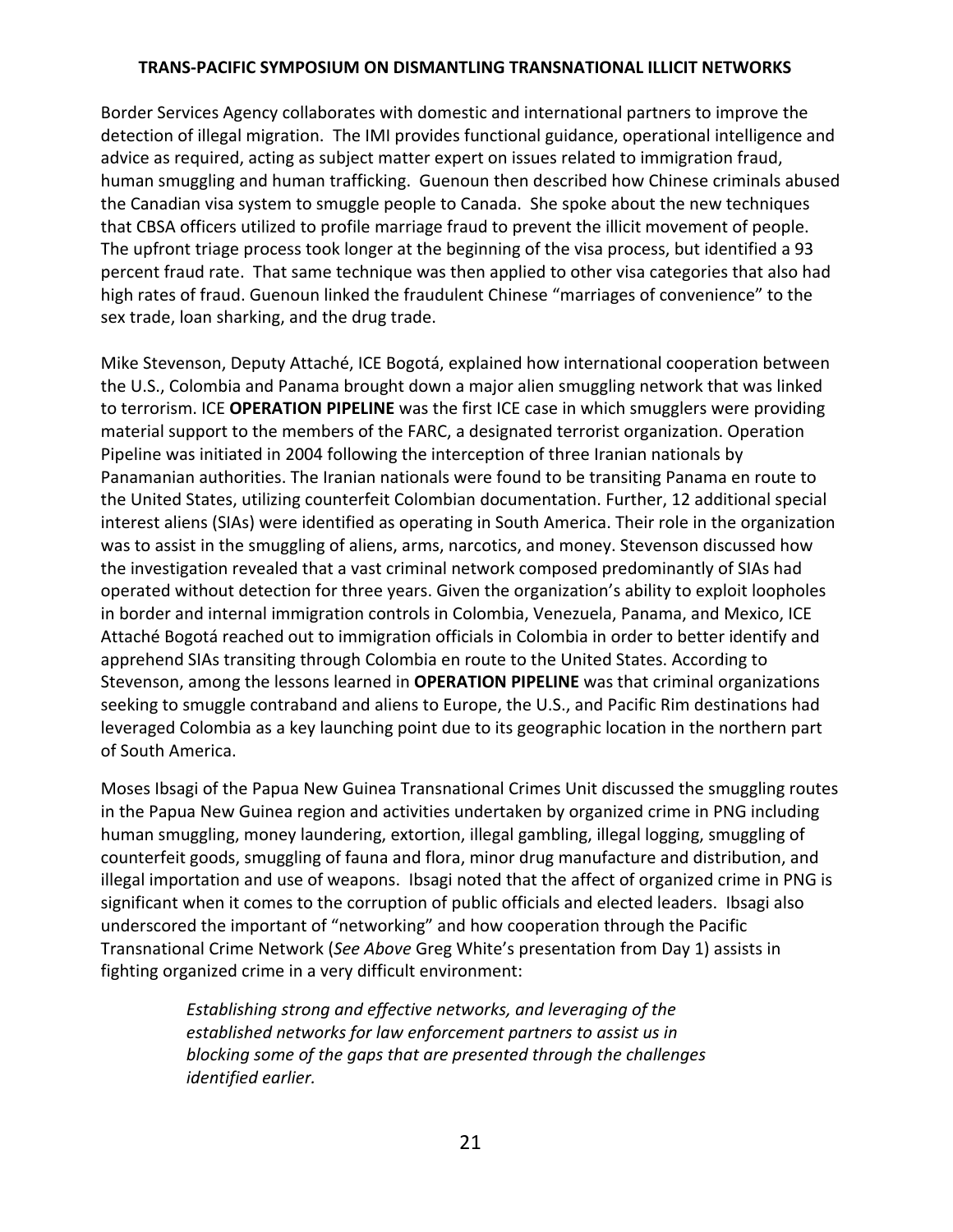Border Services Agency collaborates with domestic and international partners to improve the detection of illegal migration. The IMI provides functional guidance, operational intelligence and advice as required, acting as subject matter expert on issues related to immigration fraud, human smuggling and human trafficking. Guenoun then described how Chinese criminals abused the Canadian visa system to smuggle people to Canada. She spoke about the new techniques that CBSA officers utilized to profile marriage fraud to prevent the illicit movement of people. The upfront triage process took longer at the beginning of the visa process, but identified a 93 percent fraud rate. That same technique was then applied to other visa categories that also had high rates of fraud. Guenoun linked the fraudulent Chinese "marriages of convenience" to the sex trade, loan sharking, and the drug trade.

Mike Stevenson, Deputy Attaché, ICE Bogotá, explained how international cooperation between the U.S., Colombia and Panama brought down a major alien smuggling network that was linked to terrorism. ICE **OPERATION PIPELINE** was the first ICE case in which smugglers were providing material support to the members of the FARC, a designated terrorist organization. Operation Pipeline was initiated in 2004 following the interception of three Iranian nationals by Panamanian authorities. The Iranian nationals were found to be transiting Panama en route to the United States, utilizing counterfeit Colombian documentation. Further, 12 additional special interest aliens (SIAs) were identified as operating in South America. Their role in the organization was to assist in the smuggling of aliens, arms, narcotics, and money. Stevenson discussed how the investigation revealed that a vast criminal network composed predominantly of SIAs had operated without detection for three years. Given the organization's ability to exploit loopholes in border and internal immigration controls in Colombia, Venezuela, Panama, and Mexico, ICE Attaché Bogotá reached out to immigration officials in Colombia in order to better identify and apprehend SIAs transiting through Colombia en route to the United States. According to Stevenson, among the lessons learned in **OPERATION PIPELINE** was that criminal organizations seeking to smuggle contraband and aliens to Europe, the U.S., and Pacific Rim destinations had leveraged Colombia as a key launching point due to its geographic location in the northern part of South America.

Moses Ibsagi of the Papua New Guinea Transnational Crimes Unit discussed the smuggling routes in the Papua New Guinea region and activities undertaken by organized crime in PNG including human smuggling, money laundering, extortion, illegal gambling, illegal logging, smuggling of counterfeit goods, smuggling of fauna and flora, minor drug manufacture and distribution, and illegal importation and use of weapons. Ibsagi noted that the affect of organized crime in PNG is significant when it comes to the corruption of public officials and elected leaders. Ibsagi also underscored the important of "networking" and how cooperation through the Pacific Transnational Crime Network (*See Above* Greg White's presentation from Day 1) assists in fighting organized crime in a very difficult environment:

> *Establishing strong and effective networks, and leveraging of the established networks for law enforcement partners to assist us in blocking some of the gaps that are presented through the challenges identified earlier.*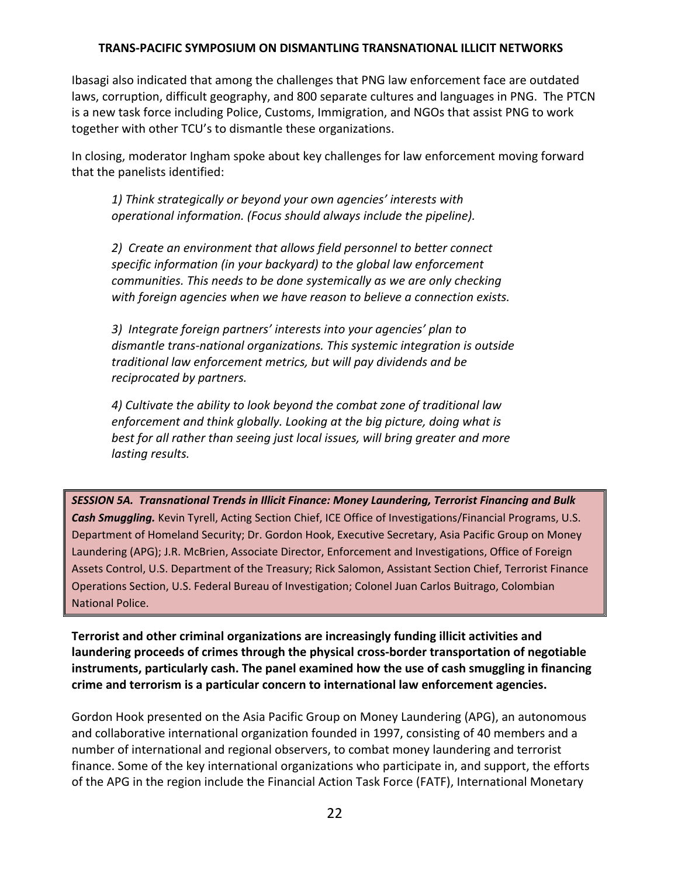Ibasagi also indicated that among the challenges that PNG law enforcement face are outdated laws, corruption, difficult geography, and 800 separate cultures and languages in PNG. The PTCN is a new task force including Police, Customs, Immigration, and NGOs that assist PNG to work together with other TCU's to dismantle these organizations.

In closing, moderator Ingham spoke about key challenges for law enforcement moving forward that the panelists identified:

> *1) Think strategically or beyond your own agencies' interests with operational information. (Focus should always include the pipeline).*
>
> *2) Create an environment that allows field personnel to better connect specific information (in your backyard) to the global law enforcement communities. This needs to be done systemically as we are only checking with foreign agencies when we have reason to believe a connection exists.*
>
> *3) Integrate foreign partners' interests into your agencies' plan to dismantle trans-national organizations. This systemic integration is outside traditional law enforcement metrics, but will pay dividends and be reciprocated by partners.*
>
> *4) Cultivate the ability to look beyond the combat zone of traditional law enforcement and think globally. Looking at the big picture, doing what is best for all rather than seeing just local issues, will bring greater and more lasting results.*

***SESSION 5A. Transnational Trends in Illicit Finance: Money Laundering, Terrorist Financing and Bulk Cash Smuggling.*** Kevin Tyrell, Acting Section Chief, ICE Office of Investigations/Financial Programs, U.S. Department of Homeland Security; Dr. Gordon Hook, Executive Secretary, Asia Pacific Group on Money Laundering (APG); J.R. McBrien, Associate Director, Enforcement and Investigations, Office of Foreign Assets Control, U.S. Department of the Treasury; Rick Salomon, Assistant Section Chief, Terrorist Finance Operations Section, U.S. Federal Bureau of Investigation; Colonel Juan Carlos Buitrago, Colombian National Police.

**Terrorist and other criminal organizations are increasingly funding illicit activities and laundering proceeds of crimes through the physical cross-border transportation of negotiable instruments, particularly cash. The panel examined how the use of cash smuggling in financing crime and terrorism is a particular concern to international law enforcement agencies.**

Gordon Hook presented on the Asia Pacific Group on Money Laundering (APG), an autonomous and collaborative international organization founded in 1997, consisting of 40 members and a number of international and regional observers, to combat money laundering and terrorist finance. Some of the key international organizations who participate in, and support, the efforts of the APG in the region include the Financial Action Task Force (FATF), International Monetary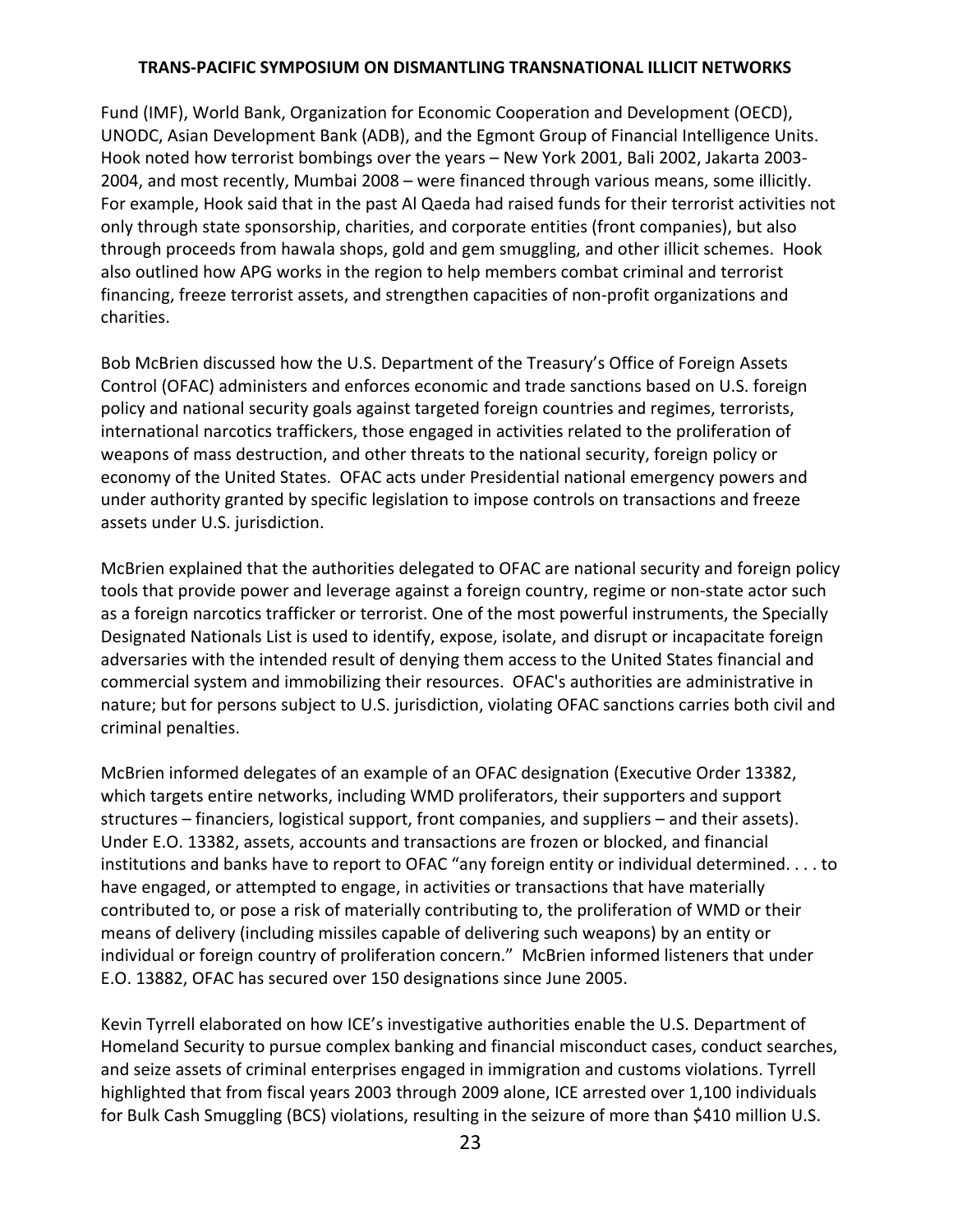Fund (IMF), World Bank, Organization for Economic Cooperation and Development (OECD), UNODC, Asian Development Bank (ADB), and the Egmont Group of Financial Intelligence Units. Hook noted how terrorist bombings over the years – New York 2001, Bali 2002, Jakarta 2003-2004, and most recently, Mumbai 2008 – were financed through various means, some illicitly. For example, Hook said that in the past Al Qaeda had raised funds for their terrorist activities not only through state sponsorship, charities, and corporate entities (front companies), but also through proceeds from hawala shops, gold and gem smuggling, and other illicit schemes. Hook also outlined how APG works in the region to help members combat criminal and terrorist financing, freeze terrorist assets, and strengthen capacities of non-profit organizations and charities.

Bob McBrien discussed how the U.S. Department of the Treasury's Office of Foreign Assets Control (OFAC) administers and enforces economic and trade sanctions based on U.S. foreign policy and national security goals against targeted foreign countries and regimes, terrorists, international narcotics traffickers, those engaged in activities related to the proliferation of weapons of mass destruction, and other threats to the national security, foreign policy or economy of the United States. OFAC acts under Presidential national emergency powers and under authority granted by specific legislation to impose controls on transactions and freeze assets under U.S. jurisdiction.

McBrien explained that the authorities delegated to OFAC are national security and foreign policy tools that provide power and leverage against a foreign country, regime or non-state actor such as a foreign narcotics trafficker or terrorist. One of the most powerful instruments, the Specially Designated Nationals List is used to identify, expose, isolate, and disrupt or incapacitate foreign adversaries with the intended result of denying them access to the United States financial and commercial system and immobilizing their resources. OFAC's authorities are administrative in nature; but for persons subject to U.S. jurisdiction, violating OFAC sanctions carries both civil and criminal penalties.

McBrien informed delegates of an example of an OFAC designation (Executive Order 13382, which targets entire networks, including WMD proliferators, their supporters and support structures – financiers, logistical support, front companies, and suppliers – and their assets). Under E.O. 13382, assets, accounts and transactions are frozen or blocked, and financial institutions and banks have to report to OFAC "any foreign entity or individual determined. . . . to have engaged, or attempted to engage, in activities or transactions that have materially contributed to, or pose a risk of materially contributing to, the proliferation of WMD or their means of delivery (including missiles capable of delivering such weapons) by an entity or individual or foreign country of proliferation concern." McBrien informed listeners that under E.O. 13882, OFAC has secured over 150 designations since June 2005.

Kevin Tyrrell elaborated on how ICE's investigative authorities enable the U.S. Department of Homeland Security to pursue complex banking and financial misconduct cases, conduct searches, and seize assets of criminal enterprises engaged in immigration and customs violations. Tyrrell highlighted that from fiscal years 2003 through 2009 alone, ICE arrested over 1,100 individuals for Bulk Cash Smuggling (BCS) violations, resulting in the seizure of more than $410 million U.S.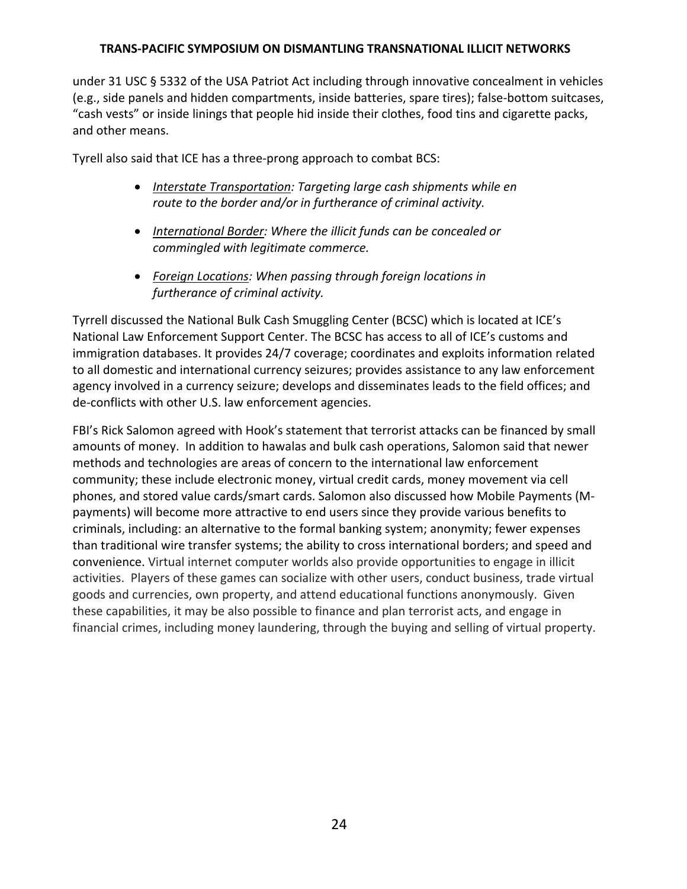under 31 USC § 5332 of the USA Patriot Act including through innovative concealment in vehicles (e.g., side panels and hidden compartments, inside batteries, spare tires); false-bottom suitcases, "cash vests" or inside linings that people hid inside their clothes, food tins and cigarette packs, and other means.

Tyrell also said that ICE has a three-prong approach to combat BCS:

- *<u>Interstate Transportation</u>: Targeting large cash shipments while en route to the border and/or in furtherance of criminal activity.*
- *<u>International Border</u>: Where the illicit funds can be concealed or commingled with legitimate commerce.*
- *<u>Foreign Locations</u>: When passing through foreign locations in furtherance of criminal activity.*

Tyrrell discussed the National Bulk Cash Smuggling Center (BCSC) which is located at ICE's National Law Enforcement Support Center. The BCSC has access to all of ICE's customs and immigration databases. It provides 24/7 coverage; coordinates and exploits information related to all domestic and international currency seizures; provides assistance to any law enforcement agency involved in a currency seizure; develops and disseminates leads to the field offices; and de-conflicts with other U.S. law enforcement agencies.

FBI's Rick Salomon agreed with Hook's statement that terrorist attacks can be financed by small amounts of money. In addition to hawalas and bulk cash operations, Salomon said that newer methods and technologies are areas of concern to the international law enforcement community; these include electronic money, virtual credit cards, money movement via cell phones, and stored value cards/smart cards. Salomon also discussed how Mobile Payments (M-payments) will become more attractive to end users since they provide various benefits to criminals, including: an alternative to the formal banking system; anonymity; fewer expenses than traditional wire transfer systems; the ability to cross international borders; and speed and convenience. Virtual internet computer worlds also provide opportunities to engage in illicit activities. Players of these games can socialize with other users, conduct business, trade virtual goods and currencies, own property, and attend educational functions anonymously. Given these capabilities, it may be also possible to finance and plan terrorist acts, and engage in financial crimes, including money laundering, through the buying and selling of virtual property.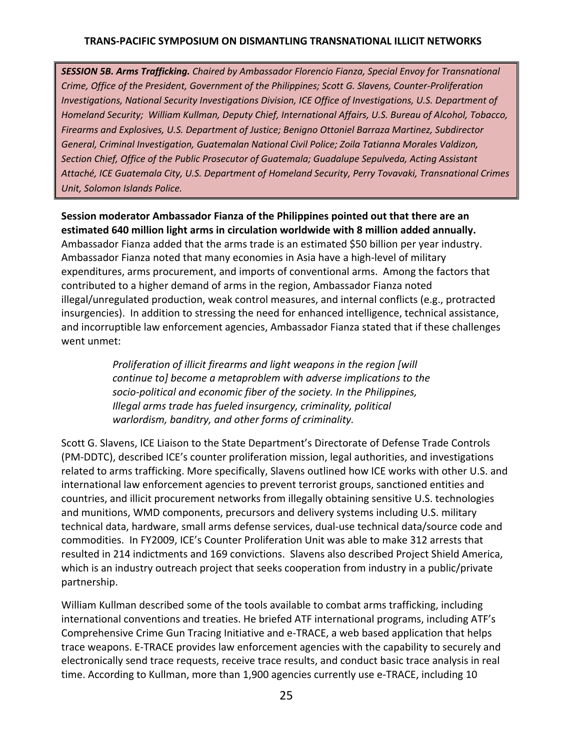***SESSION 5B. Arms Trafficking.*** *Chaired by Ambassador Florencio Fianza, Special Envoy for Transnational Crime, Office of the President, Government of the Philippines; Scott G. Slavens, Counter-Proliferation Investigations, National Security Investigations Division, ICE Office of Investigations, U.S. Department of Homeland Security; William Kullman, Deputy Chief, International Affairs, U.S. Bureau of Alcohol, Tobacco, Firearms and Explosives, U.S. Department of Justice; Benigno Ottoniel Barraza Martinez, Subdirector General, Criminal Investigation, Guatemalan National Civil Police; Zoila Tatianna Morales Valdizon, Section Chief, Office of the Public Prosecutor of Guatemala; Guadalupe Sepulveda, Acting Assistant Attaché, ICE Guatemala City, U.S. Department of Homeland Security, Perry Tovavaki, Transnational Crimes Unit, Solomon Islands Police.*

**Session moderator Ambassador Fianza of the Philippines pointed out that there are an estimated 640 million light arms in circulation worldwide with 8 million added annually.** Ambassador Fianza added that the arms trade is an estimated $50 billion per year industry. Ambassador Fianza noted that many economies in Asia have a high-level of military expenditures, arms procurement, and imports of conventional arms. Among the factors that contributed to a higher demand of arms in the region, Ambassador Fianza noted illegal/unregulated production, weak control measures, and internal conflicts (e.g., protracted insurgencies). In addition to stressing the need for enhanced intelligence, technical assistance, and incorruptible law enforcement agencies, Ambassador Fianza stated that if these challenges went unmet:

> *Proliferation of illicit firearms and light weapons in the region [will continue to] become a metaproblem with adverse implications to the socio-political and economic fiber of the society. In the Philippines, Illegal arms trade has fueled insurgency, criminality, political warlordism, banditry, and other forms of criminality.*

Scott G. Slavens, ICE Liaison to the State Department's Directorate of Defense Trade Controls (PM-DDTC), described ICE's counter proliferation mission, legal authorities, and investigations related to arms trafficking. More specifically, Slavens outlined how ICE works with other U.S. and international law enforcement agencies to prevent terrorist groups, sanctioned entities and countries, and illicit procurement networks from illegally obtaining sensitive U.S. technologies and munitions, WMD components, precursors and delivery systems including U.S. military technical data, hardware, small arms defense services, dual-use technical data/source code and commodities. In FY2009, ICE's Counter Proliferation Unit was able to make 312 arrests that resulted in 214 indictments and 169 convictions. Slavens also described Project Shield America, which is an industry outreach project that seeks cooperation from industry in a public/private partnership.

William Kullman described some of the tools available to combat arms trafficking, including international conventions and treaties. He briefed ATF international programs, including ATF's Comprehensive Crime Gun Tracing Initiative and e-TRACE, a web based application that helps trace weapons. E-TRACE provides law enforcement agencies with the capability to securely and electronically send trace requests, receive trace results, and conduct basic trace analysis in real time. According to Kullman, more than 1,900 agencies currently use e-TRACE, including 10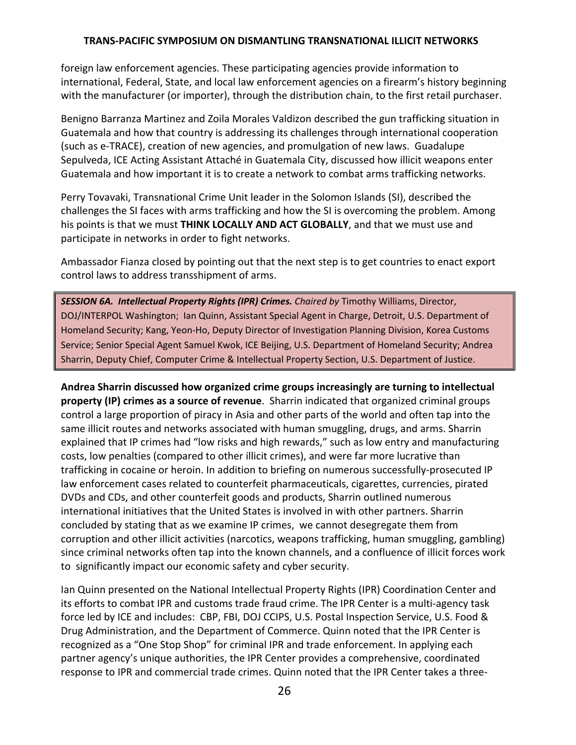foreign law enforcement agencies. These participating agencies provide information to international, Federal, State, and local law enforcement agencies on a firearm's history beginning with the manufacturer (or importer), through the distribution chain, to the first retail purchaser.

Benigno Barranza Martinez and Zoila Morales Valdizon described the gun trafficking situation in Guatemala and how that country is addressing its challenges through international cooperation (such as e-TRACE), creation of new agencies, and promulgation of new laws. Guadalupe Sepulveda, ICE Acting Assistant Attaché in Guatemala City, discussed how illicit weapons enter Guatemala and how important it is to create a network to combat arms trafficking networks.

Perry Tovavaki, Transnational Crime Unit leader in the Solomon Islands (SI), described the challenges the SI faces with arms trafficking and how the SI is overcoming the problem. Among his points is that we must **THINK LOCALLY AND ACT GLOBALLY**, and that we must use and participate in networks in order to fight networks.

Ambassador Fianza closed by pointing out that the next step is to get countries to enact export control laws to address transshipment of arms.

***SESSION 6A. Intellectual Property Rights (IPR) Crimes.*** *Chaired by* Timothy Williams, Director, DOJ/INTERPOL Washington; Ian Quinn, Assistant Special Agent in Charge, Detroit, U.S. Department of Homeland Security; Kang, Yeon-Ho, Deputy Director of Investigation Planning Division, Korea Customs Service; Senior Special Agent Samuel Kwok, ICE Beijing, U.S. Department of Homeland Security; Andrea Sharrin, Deputy Chief, Computer Crime & Intellectual Property Section, U.S. Department of Justice.

**Andrea Sharrin discussed how organized crime groups increasingly are turning to intellectual property (IP) crimes as a source of revenue**. Sharrin indicated that organized criminal groups control a large proportion of piracy in Asia and other parts of the world and often tap into the same illicit routes and networks associated with human smuggling, drugs, and arms. Sharrin explained that IP crimes had "low risks and high rewards," such as low entry and manufacturing costs, low penalties (compared to other illicit crimes), and were far more lucrative than trafficking in cocaine or heroin. In addition to briefing on numerous successfully-prosecuted IP law enforcement cases related to counterfeit pharmaceuticals, cigarettes, currencies, pirated DVDs and CDs, and other counterfeit goods and products, Sharrin outlined numerous international initiatives that the United States is involved in with other partners. Sharrin concluded by stating that as we examine IP crimes, we cannot desegregate them from corruption and other illicit activities (narcotics, weapons trafficking, human smuggling, gambling) since criminal networks often tap into the known channels, and a confluence of illicit forces work to significantly impact our economic safety and cyber security.

Ian Quinn presented on the National Intellectual Property Rights (IPR) Coordination Center and its efforts to combat IPR and customs trade fraud crime. The IPR Center is a multi-agency task force led by ICE and includes: CBP, FBI, DOJ CCIPS, U.S. Postal Inspection Service, U.S. Food & Drug Administration, and the Department of Commerce. Quinn noted that the IPR Center is recognized as a "One Stop Shop" for criminal IPR and trade enforcement. In applying each partner agency's unique authorities, the IPR Center provides a comprehensive, coordinated response to IPR and commercial trade crimes. Quinn noted that the IPR Center takes a three-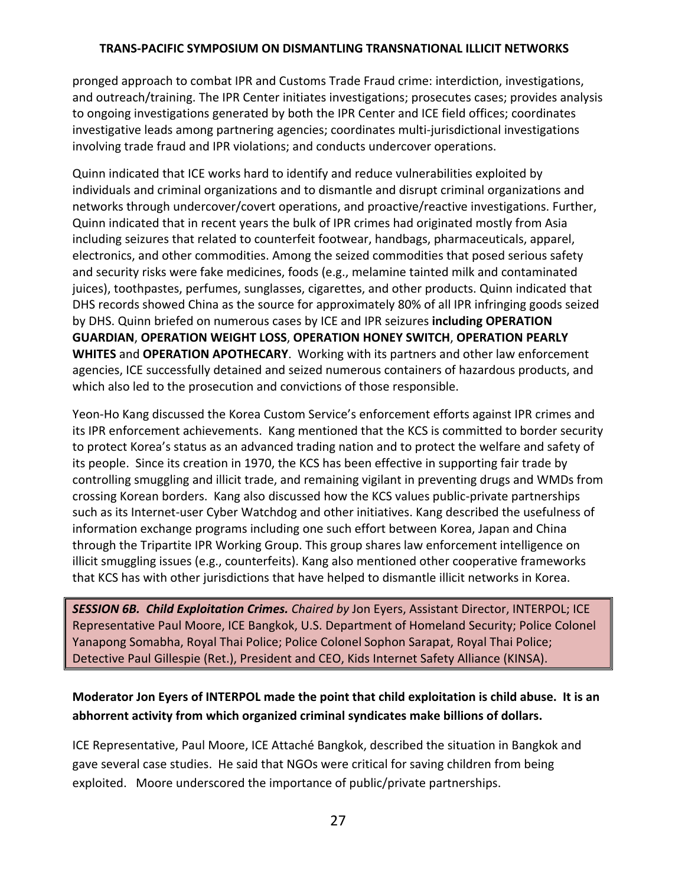pronged approach to combat IPR and Customs Trade Fraud crime: interdiction, investigations, and outreach/training. The IPR Center initiates investigations; prosecutes cases; provides analysis to ongoing investigations generated by both the IPR Center and ICE field offices; coordinates investigative leads among partnering agencies; coordinates multi-jurisdictional investigations involving trade fraud and IPR violations; and conducts undercover operations.

Quinn indicated that ICE works hard to identify and reduce vulnerabilities exploited by individuals and criminal organizations and to dismantle and disrupt criminal organizations and networks through undercover/covert operations, and proactive/reactive investigations. Further, Quinn indicated that in recent years the bulk of IPR crimes had originated mostly from Asia including seizures that related to counterfeit footwear, handbags, pharmaceuticals, apparel, electronics, and other commodities. Among the seized commodities that posed serious safety and security risks were fake medicines, foods (e.g., melamine tainted milk and contaminated juices), toothpastes, perfumes, sunglasses, cigarettes, and other products. Quinn indicated that DHS records showed China as the source for approximately 80% of all IPR infringing goods seized by DHS. Quinn briefed on numerous cases by ICE and IPR seizures **including OPERATION GUARDIAN**, **OPERATION WEIGHT LOSS**, **OPERATION HONEY SWITCH**, **OPERATION PEARLY WHITES** and **OPERATION APOTHECARY**. Working with its partners and other law enforcement agencies, ICE successfully detained and seized numerous containers of hazardous products, and which also led to the prosecution and convictions of those responsible.

Yeon-Ho Kang discussed the Korea Custom Service's enforcement efforts against IPR crimes and its IPR enforcement achievements. Kang mentioned that the KCS is committed to border security to protect Korea's status as an advanced trading nation and to protect the welfare and safety of its people. Since its creation in 1970, the KCS has been effective in supporting fair trade by controlling smuggling and illicit trade, and remaining vigilant in preventing drugs and WMDs from crossing Korean borders. Kang also discussed how the KCS values public-private partnerships such as its Internet-user Cyber Watchdog and other initiatives. Kang described the usefulness of information exchange programs including one such effort between Korea, Japan and China through the Tripartite IPR Working Group. This group shares law enforcement intelligence on illicit smuggling issues (e.g., counterfeits). Kang also mentioned other cooperative frameworks that KCS has with other jurisdictions that have helped to dismantle illicit networks in Korea.

***SESSION 6B. Child Exploitation Crimes.*** *Chaired by* Jon Eyers, Assistant Director, INTERPOL; ICE Representative Paul Moore, ICE Bangkok, U.S. Department of Homeland Security; Police Colonel Yanapong Somabha, Royal Thai Police; Police Colonel Sophon Sarapat, Royal Thai Police; Detective Paul Gillespie (Ret.), President and CEO, Kids Internet Safety Alliance (KINSA).

**Moderator Jon Eyers of INTERPOL made the point that child exploitation is child abuse. It is an abhorrent activity from which organized criminal syndicates make billions of dollars.**

ICE Representative, Paul Moore, ICE Attaché Bangkok, described the situation in Bangkok and gave several case studies. He said that NGOs were critical for saving children from being exploited. Moore underscored the importance of public/private partnerships.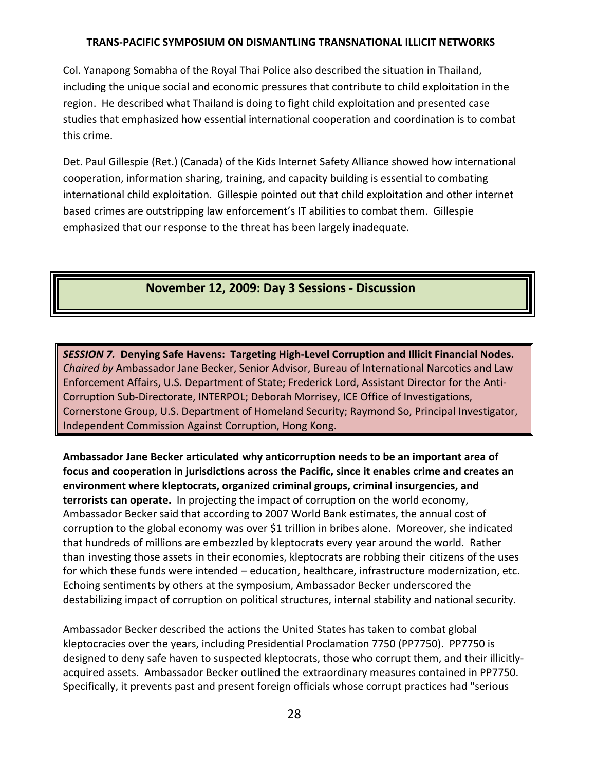Col. Yanapong Somabha of the Royal Thai Police also described the situation in Thailand, including the unique social and economic pressures that contribute to child exploitation in the region. He described what Thailand is doing to fight child exploitation and presented case studies that emphasized how essential international cooperation and coordination is to combat this crime.

Det. Paul Gillespie (Ret.) (Canada) of the Kids Internet Safety Alliance showed how international cooperation, information sharing, training, and capacity building is essential to combating international child exploitation. Gillespie pointed out that child exploitation and other internet based crimes are outstripping law enforcement's IT abilities to combat them. Gillespie emphasized that our response to the threat has been largely inadequate.

## November 12, 2009: Day 3 Sessions - Discussion

***SESSION 7.*** **Denying Safe Havens: Targeting High-Level Corruption and Illicit Financial Nodes.** *Chaired by* Ambassador Jane Becker, Senior Advisor, Bureau of International Narcotics and Law Enforcement Affairs, U.S. Department of State; Frederick Lord, Assistant Director for the Anti-Corruption Sub-Directorate, INTERPOL; Deborah Morrisey, ICE Office of Investigations, Cornerstone Group, U.S. Department of Homeland Security; Raymond So, Principal Investigator, Independent Commission Against Corruption, Hong Kong.

**Ambassador Jane Becker articulated why anticorruption needs to be an important area of focus and cooperation in jurisdictions across the Pacific, since it enables crime and creates an environment where kleptocrats, organized criminal groups, criminal insurgencies, and terrorists can operate.** In projecting the impact of corruption on the world economy, Ambassador Becker said that according to 2007 World Bank estimates, the annual cost of corruption to the global economy was over $1 trillion in bribes alone. Moreover, she indicated that hundreds of millions are embezzled by kleptocrats every year around the world. Rather than investing those assets in their economies, kleptocrats are robbing their citizens of the uses for which these funds were intended – education, healthcare, infrastructure modernization, etc. Echoing sentiments by others at the symposium, Ambassador Becker underscored the destabilizing impact of corruption on political structures, internal stability and national security.

Ambassador Becker described the actions the United States has taken to combat global kleptocracies over the years, including Presidential Proclamation 7750 (PP7750). PP7750 is designed to deny safe haven to suspected kleptocrats, those who corrupt them, and their illicitly-acquired assets. Ambassador Becker outlined the extraordinary measures contained in PP7750. Specifically, it prevents past and present foreign officials whose corrupt practices had "serious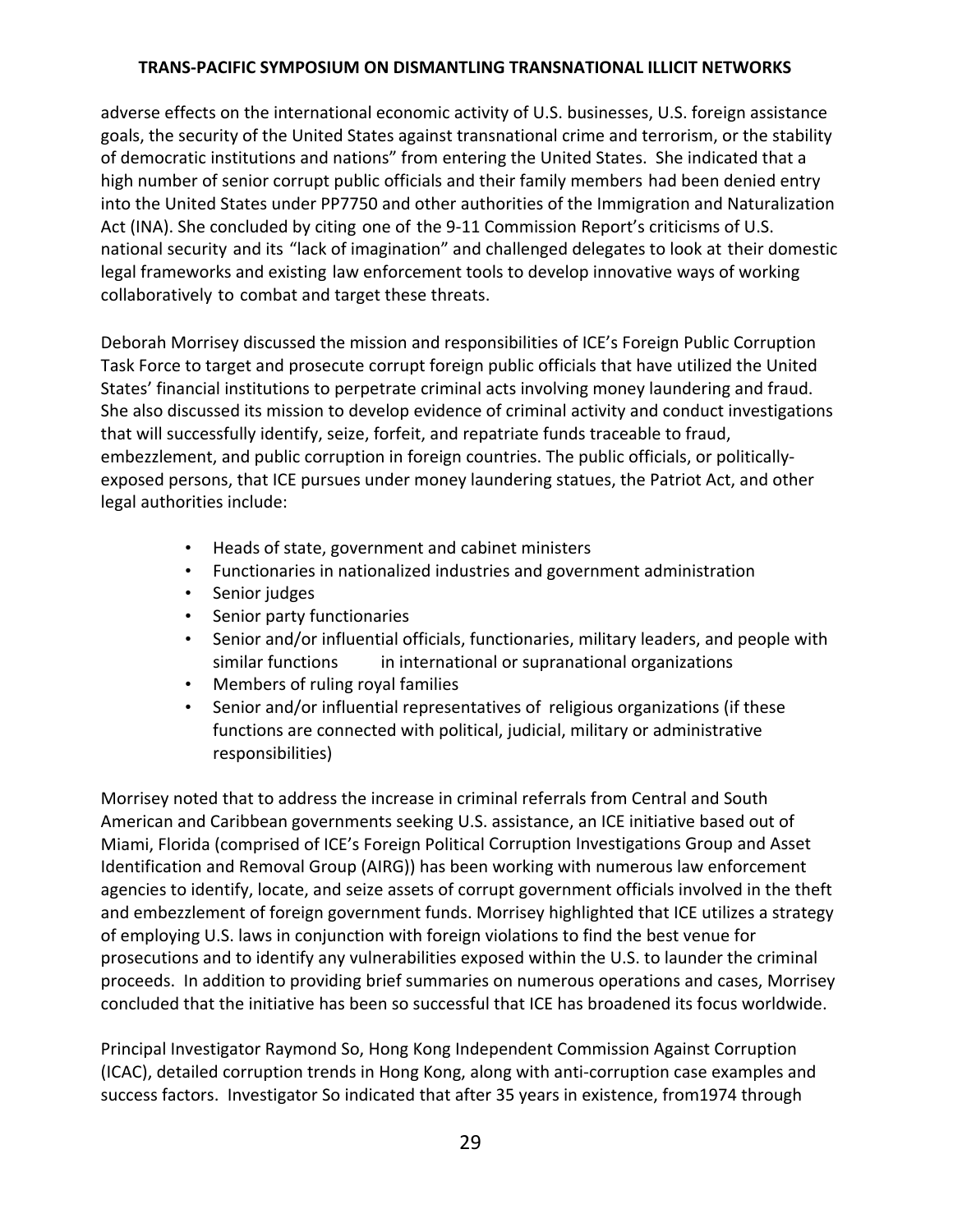adverse effects on the international economic activity of U.S. businesses, U.S. foreign assistance goals, the security of the United States against transnational crime and terrorism, or the stability of democratic institutions and nations" from entering the United States. She indicated that a high number of senior corrupt public officials and their family members had been denied entry into the United States under PP7750 and other authorities of the Immigration and Naturalization Act (INA). She concluded by citing one of the 9-11 Commission Report's criticisms of U.S. national security and its "lack of imagination" and challenged delegates to look at their domestic legal frameworks and existing law enforcement tools to develop innovative ways of working collaboratively to combat and target these threats.

Deborah Morrisey discussed the mission and responsibilities of ICE's Foreign Public Corruption Task Force to target and prosecute corrupt foreign public officials that have utilized the United States' financial institutions to perpetrate criminal acts involving money laundering and fraud. She also discussed its mission to develop evidence of criminal activity and conduct investigations that will successfully identify, seize, forfeit, and repatriate funds traceable to fraud, embezzlement, and public corruption in foreign countries. The public officials, or politically-exposed persons, that ICE pursues under money laundering statues, the Patriot Act, and other legal authorities include:

- Heads of state, government and cabinet ministers
- Functionaries in nationalized industries and government administration
- Senior judges
- Senior party functionaries
- Senior and/or influential officials, functionaries, military leaders, and people with similar functions in international or supranational organizations
- Members of ruling royal families
- Senior and/or influential representatives of religious organizations (if these functions are connected with political, judicial, military or administrative responsibilities)

Morrisey noted that to address the increase in criminal referrals from Central and South American and Caribbean governments seeking U.S. assistance, an ICE initiative based out of Miami, Florida (comprised of ICE's Foreign Political Corruption Investigations Group and Asset Identification and Removal Group (AIRG)) has been working with numerous law enforcement agencies to identify, locate, and seize assets of corrupt government officials involved in the theft and embezzlement of foreign government funds. Morrisey highlighted that ICE utilizes a strategy of employing U.S. laws in conjunction with foreign violations to find the best venue for prosecutions and to identify any vulnerabilities exposed within the U.S. to launder the criminal proceeds. In addition to providing brief summaries on numerous operations and cases, Morrisey concluded that the initiative has been so successful that ICE has broadened its focus worldwide.

Principal Investigator Raymond So, Hong Kong Independent Commission Against Corruption (ICAC), detailed corruption trends in Hong Kong, along with anti-corruption case examples and success factors. Investigator So indicated that after 35 years in existence, from1974 through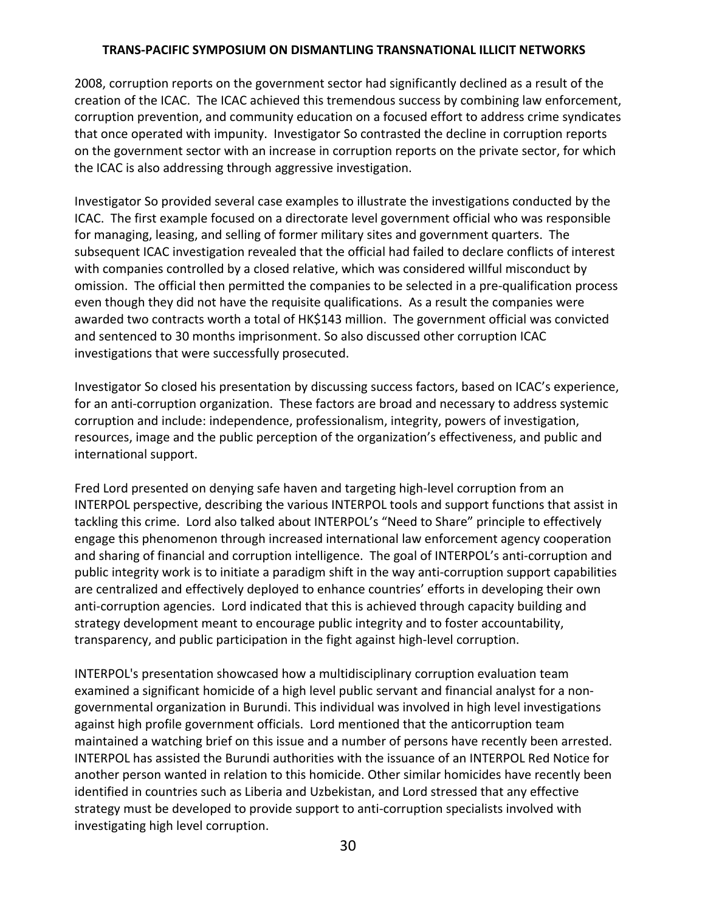2008, corruption reports on the government sector had significantly declined as a result of the creation of the ICAC. The ICAC achieved this tremendous success by combining law enforcement, corruption prevention, and community education on a focused effort to address crime syndicates that once operated with impunity. Investigator So contrasted the decline in corruption reports on the government sector with an increase in corruption reports on the private sector, for which the ICAC is also addressing through aggressive investigation.

Investigator So provided several case examples to illustrate the investigations conducted by the ICAC. The first example focused on a directorate level government official who was responsible for managing, leasing, and selling of former military sites and government quarters. The subsequent ICAC investigation revealed that the official had failed to declare conflicts of interest with companies controlled by a closed relative, which was considered willful misconduct by omission. The official then permitted the companies to be selected in a pre-qualification process even though they did not have the requisite qualifications. As a result the companies were awarded two contracts worth a total of HK$143 million. The government official was convicted and sentenced to 30 months imprisonment. So also discussed other corruption ICAC investigations that were successfully prosecuted.

Investigator So closed his presentation by discussing success factors, based on ICAC's experience, for an anti-corruption organization. These factors are broad and necessary to address systemic corruption and include: independence, professionalism, integrity, powers of investigation, resources, image and the public perception of the organization's effectiveness, and public and international support.

Fred Lord presented on denying safe haven and targeting high-level corruption from an INTERPOL perspective, describing the various INTERPOL tools and support functions that assist in tackling this crime. Lord also talked about INTERPOL's "Need to Share" principle to effectively engage this phenomenon through increased international law enforcement agency cooperation and sharing of financial and corruption intelligence. The goal of INTERPOL's anti-corruption and public integrity work is to initiate a paradigm shift in the way anti-corruption support capabilities are centralized and effectively deployed to enhance countries' efforts in developing their own anti-corruption agencies. Lord indicated that this is achieved through capacity building and strategy development meant to encourage public integrity and to foster accountability, transparency, and public participation in the fight against high-level corruption.

INTERPOL's presentation showcased how a multidisciplinary corruption evaluation team examined a significant homicide of a high level public servant and financial analyst for a non-governmental organization in Burundi. This individual was involved in high level investigations against high profile government officials. Lord mentioned that the anticorruption team maintained a watching brief on this issue and a number of persons have recently been arrested. INTERPOL has assisted the Burundi authorities with the issuance of an INTERPOL Red Notice for another person wanted in relation to this homicide. Other similar homicides have recently been identified in countries such as Liberia and Uzbekistan, and Lord stressed that any effective strategy must be developed to provide support to anti-corruption specialists involved with investigating high level corruption.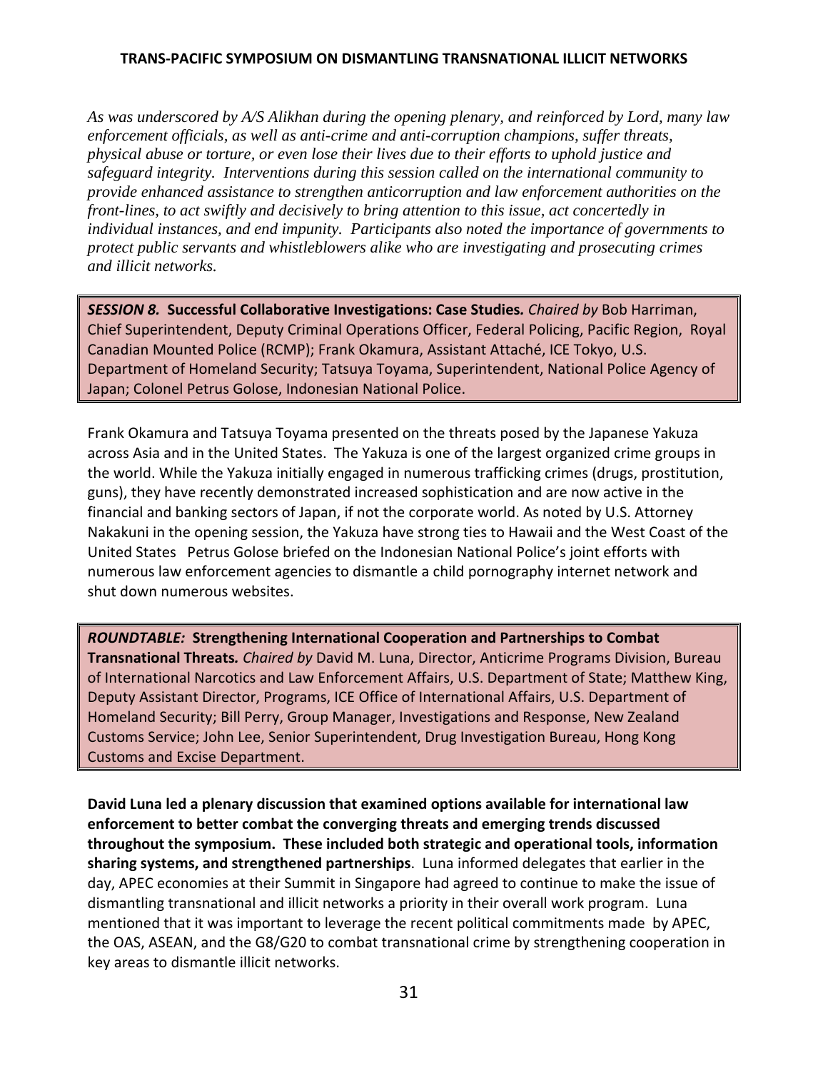*As was underscored by A/S Alikhan during the opening plenary, and reinforced by Lord, many law enforcement officials, as well as anti-crime and anti-corruption champions, suffer threats, physical abuse or torture, or even lose their lives due to their efforts to uphold justice and safeguard integrity. Interventions during this session called on the international community to provide enhanced assistance to strengthen anticorruption and law enforcement authorities on the front-lines, to act swiftly and decisively to bring attention to this issue, act concertedly in individual instances, and end impunity. Participants also noted the importance of governments to protect public servants and whistleblowers alike who are investigating and prosecuting crimes and illicit networks.*

***SESSION 8.*** **Successful Collaborative Investigations: Case Studies.** *Chaired by* Bob Harriman, Chief Superintendent, Deputy Criminal Operations Officer, Federal Policing, Pacific Region, Royal Canadian Mounted Police (RCMP); Frank Okamura, Assistant Attaché, ICE Tokyo, U.S. Department of Homeland Security; Tatsuya Toyama, Superintendent, National Police Agency of Japan; Colonel Petrus Golose, Indonesian National Police.

Frank Okamura and Tatsuya Toyama presented on the threats posed by the Japanese Yakuza across Asia and in the United States. The Yakuza is one of the largest organized crime groups in the world. While the Yakuza initially engaged in numerous trafficking crimes (drugs, prostitution, guns), they have recently demonstrated increased sophistication and are now active in the financial and banking sectors of Japan, if not the corporate world. As noted by U.S. Attorney Nakakuni in the opening session, the Yakuza have strong ties to Hawaii and the West Coast of the United States Petrus Golose briefed on the Indonesian National Police's joint efforts with numerous law enforcement agencies to dismantle a child pornography internet network and shut down numerous websites.

***ROUNDTABLE:*** **Strengthening International Cooperation and Partnerships to Combat Transnational Threats.** *Chaired by* David M. Luna, Director, Anticrime Programs Division, Bureau of International Narcotics and Law Enforcement Affairs, U.S. Department of State; Matthew King, Deputy Assistant Director, Programs, ICE Office of International Affairs, U.S. Department of Homeland Security; Bill Perry, Group Manager, Investigations and Response, New Zealand Customs Service; John Lee, Senior Superintendent, Drug Investigation Bureau, Hong Kong Customs and Excise Department.

**David Luna led a plenary discussion that examined options available for international law enforcement to better combat the converging threats and emerging trends discussed throughout the symposium. These included both strategic and operational tools, information sharing systems, and strengthened partnerships**. Luna informed delegates that earlier in the day, APEC economies at their Summit in Singapore had agreed to continue to make the issue of dismantling transnational and illicit networks a priority in their overall work program. Luna mentioned that it was important to leverage the recent political commitments made by APEC, the OAS, ASEAN, and the G8/G20 to combat transnational crime by strengthening cooperation in key areas to dismantle illicit networks.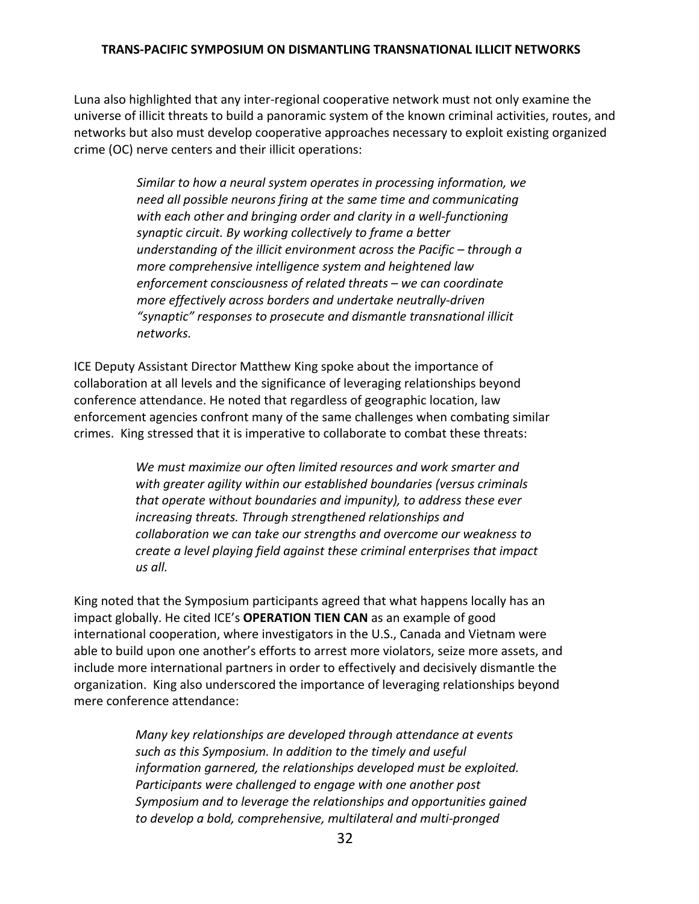Luna also highlighted that any inter-regional cooperative network must not only examine the universe of illicit threats to build a panoramic system of the known criminal activities, routes, and networks but also must develop cooperative approaches necessary to exploit existing organized crime (OC) nerve centers and their illicit operations:

> *Similar to how a neural system operates in processing information, we need all possible neurons firing at the same time and communicating with each other and bringing order and clarity in a well-functioning synaptic circuit. By working collectively to frame a better understanding of the illicit environment across the Pacific – through a more comprehensive intelligence system and heightened law enforcement consciousness of related threats – we can coordinate more effectively across borders and undertake neutrally-driven "synaptic" responses to prosecute and dismantle transnational illicit networks.*

ICE Deputy Assistant Director Matthew King spoke about the importance of collaboration at all levels and the significance of leveraging relationships beyond conference attendance. He noted that regardless of geographic location, law enforcement agencies confront many of the same challenges when combating similar crimes. King stressed that it is imperative to collaborate to combat these threats:

> *We must maximize our often limited resources and work smarter and with greater agility within our established boundaries (versus criminals that operate without boundaries and impunity), to address these ever increasing threats. Through strengthened relationships and collaboration we can take our strengths and overcome our weakness to create a level playing field against these criminal enterprises that impact us all.*

King noted that the Symposium participants agreed that what happens locally has an impact globally. He cited ICE's **OPERATION TIEN CAN** as an example of good international cooperation, where investigators in the U.S., Canada and Vietnam were able to build upon one another's efforts to arrest more violators, seize more assets, and include more international partners in order to effectively and decisively dismantle the organization. King also underscored the importance of leveraging relationships beyond mere conference attendance:

> *Many key relationships are developed through attendance at events such as this Symposium. In addition to the timely and useful information garnered, the relationships developed must be exploited. Participants were challenged to engage with one another post Symposium and to leverage the relationships and opportunities gained to develop a bold, comprehensive, multilateral and multi-pronged*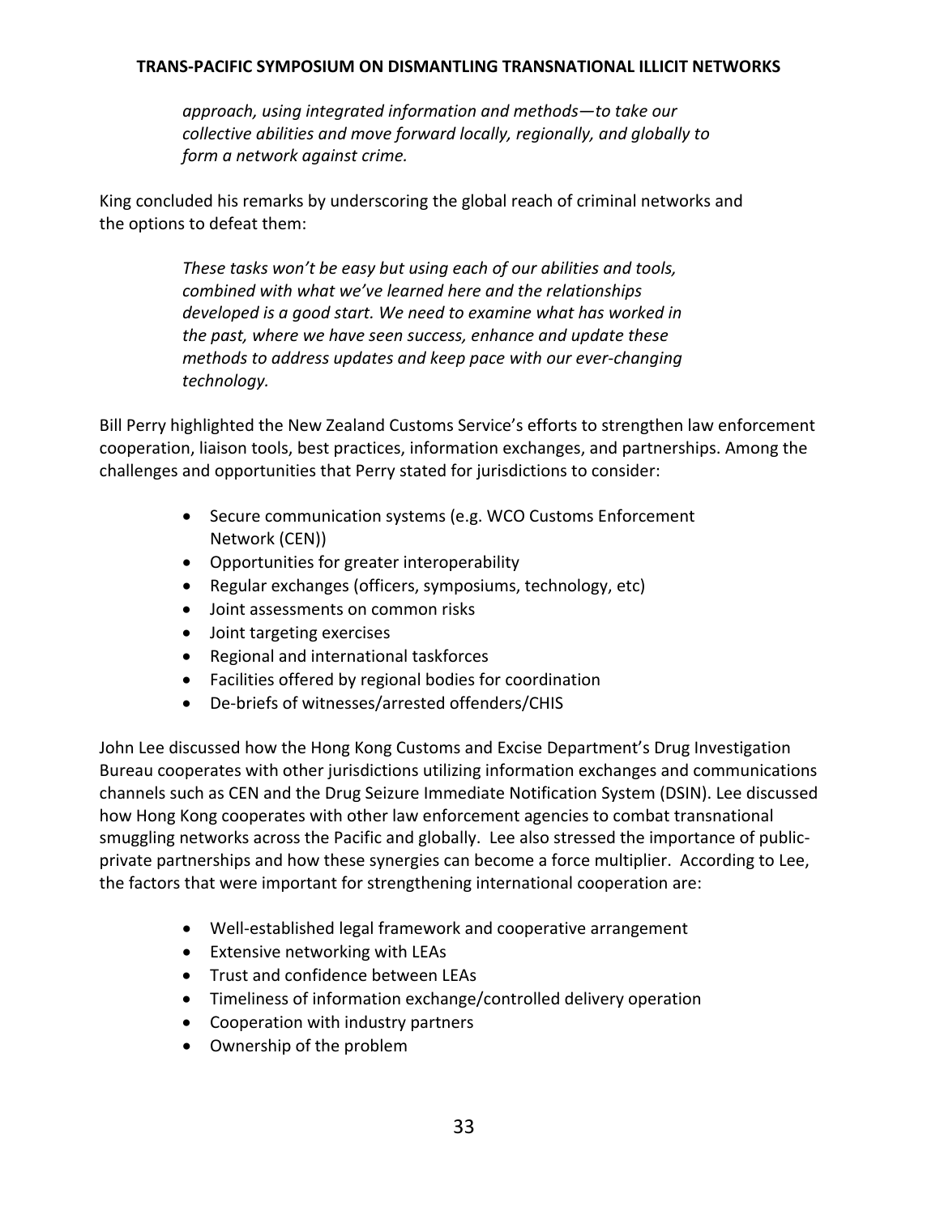*approach, using integrated information and methods—to take our collective abilities and move forward locally, regionally, and globally to form a network against crime.*

King concluded his remarks by underscoring the global reach of criminal networks and the options to defeat them:

> *These tasks won't be easy but using each of our abilities and tools, combined with what we've learned here and the relationships developed is a good start. We need to examine what has worked in the past, where we have seen success, enhance and update these methods to address updates and keep pace with our ever-changing technology.*

Bill Perry highlighted the New Zealand Customs Service's efforts to strengthen law enforcement cooperation, liaison tools, best practices, information exchanges, and partnerships. Among the challenges and opportunities that Perry stated for jurisdictions to consider:

- Secure communication systems (e.g. WCO Customs Enforcement Network (CEN))
- Opportunities for greater interoperability
- Regular exchanges (officers, symposiums, technology, etc)
- Joint assessments on common risks
- Joint targeting exercises
- Regional and international taskforces
- Facilities offered by regional bodies for coordination
- De-briefs of witnesses/arrested offenders/CHIS

John Lee discussed how the Hong Kong Customs and Excise Department's Drug Investigation Bureau cooperates with other jurisdictions utilizing information exchanges and communications channels such as CEN and the Drug Seizure Immediate Notification System (DSIN). Lee discussed how Hong Kong cooperates with other law enforcement agencies to combat transnational smuggling networks across the Pacific and globally. Lee also stressed the importance of public-private partnerships and how these synergies can become a force multiplier. According to Lee, the factors that were important for strengthening international cooperation are:

- Well-established legal framework and cooperative arrangement
- Extensive networking with LEAs
- Trust and confidence between LEAs
- Timeliness of information exchange/controlled delivery operation
- Cooperation with industry partners
- Ownership of the problem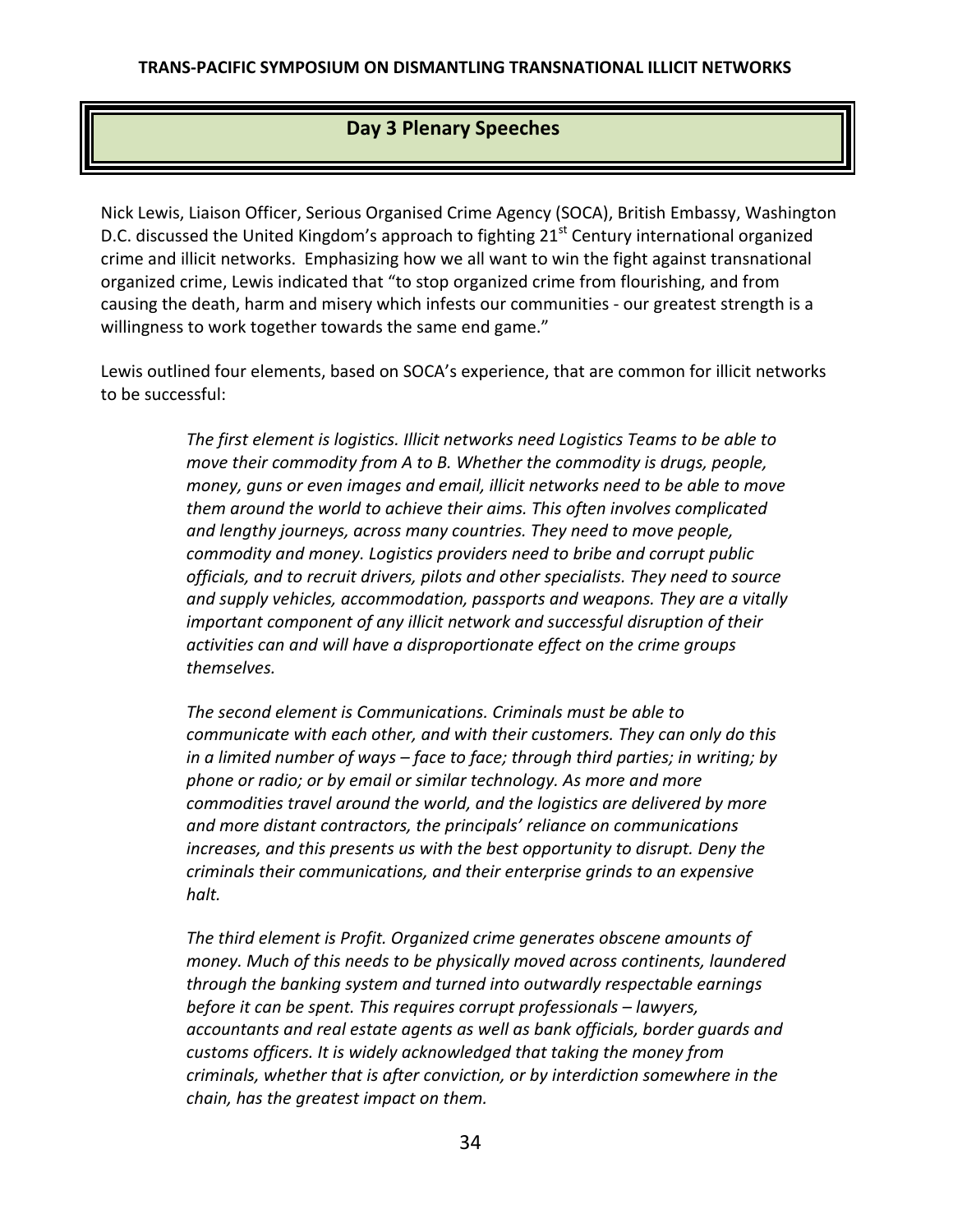## Day 3 Plenary Speeches

Nick Lewis, Liaison Officer, Serious Organised Crime Agency (SOCA), British Embassy, Washington D.C. discussed the United Kingdom's approach to fighting 21st Century international organized crime and illicit networks. Emphasizing how we all want to win the fight against transnational organized crime, Lewis indicated that "to stop organized crime from flourishing, and from causing the death, harm and misery which infests our communities - our greatest strength is a willingness to work together towards the same end game."

Lewis outlined four elements, based on SOCA's experience, that are common for illicit networks to be successful:

> *The first element is logistics. Illicit networks need Logistics Teams to be able to move their commodity from A to B. Whether the commodity is drugs, people, money, guns or even images and email, illicit networks need to be able to move them around the world to achieve their aims. This often involves complicated and lengthy journeys, across many countries. They need to move people, commodity and money. Logistics providers need to bribe and corrupt public officials, and to recruit drivers, pilots and other specialists. They need to source and supply vehicles, accommodation, passports and weapons. They are a vitally important component of any illicit network and successful disruption of their activities can and will have a disproportionate effect on the crime groups themselves.*
>
> *The second element is Communications. Criminals must be able to communicate with each other, and with their customers. They can only do this in a limited number of ways – face to face; through third parties; in writing; by phone or radio; or by email or similar technology. As more and more commodities travel around the world, and the logistics are delivered by more and more distant contractors, the principals' reliance on communications increases, and this presents us with the best opportunity to disrupt. Deny the criminals their communications, and their enterprise grinds to an expensive halt.*
>
> *The third element is Profit. Organized crime generates obscene amounts of money. Much of this needs to be physically moved across continents, laundered through the banking system and turned into outwardly respectable earnings before it can be spent. This requires corrupt professionals – lawyers, accountants and real estate agents as well as bank officials, border guards and customs officers. It is widely acknowledged that taking the money from criminals, whether that is after conviction, or by interdiction somewhere in the chain, has the greatest impact on them.*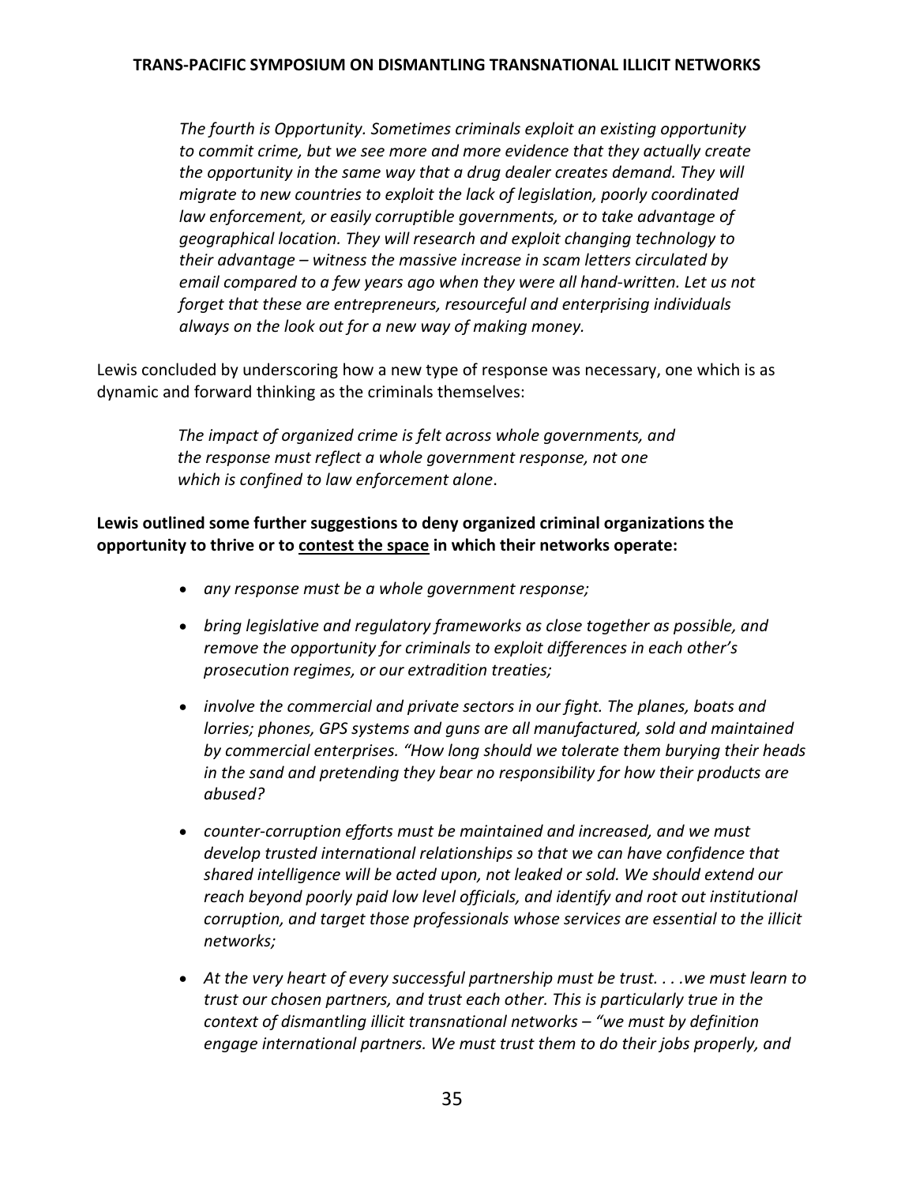> *The fourth is Opportunity. Sometimes criminals exploit an existing opportunity to commit crime, but we see more and more evidence that they actually create the opportunity in the same way that a drug dealer creates demand. They will migrate to new countries to exploit the lack of legislation, poorly coordinated law enforcement, or easily corruptible governments, or to take advantage of geographical location. They will research and exploit changing technology to their advantage – witness the massive increase in scam letters circulated by email compared to a few years ago when they were all hand-written. Let us not forget that these are entrepreneurs, resourceful and enterprising individuals always on the look out for a new way of making money.*

Lewis concluded by underscoring how a new type of response was necessary, one which is as dynamic and forward thinking as the criminals themselves:

> *The impact of organized crime is felt across whole governments, and the response must reflect a whole government response, not one which is confined to law enforcement alone*.

**Lewis outlined some further suggestions to deny organized criminal organizations the opportunity to thrive or to <u>contest the space</u> in which their networks operate:**

- *any response must be a whole government response;*
- *bring legislative and regulatory frameworks as close together as possible, and remove the opportunity for criminals to exploit differences in each other's prosecution regimes, or our extradition treaties;*
- *involve the commercial and private sectors in our fight. The planes, boats and lorries; phones, GPS systems and guns are all manufactured, sold and maintained by commercial enterprises. "How long should we tolerate them burying their heads in the sand and pretending they bear no responsibility for how their products are abused?*
- *counter-corruption efforts must be maintained and increased, and we must develop trusted international relationships so that we can have confidence that shared intelligence will be acted upon, not leaked or sold. We should extend our reach beyond poorly paid low level officials, and identify and root out institutional corruption, and target those professionals whose services are essential to the illicit networks;*
- *At the very heart of every successful partnership must be trust. . . .we must learn to trust our chosen partners, and trust each other. This is particularly true in the context of dismantling illicit transnational networks – "we must by definition engage international partners. We must trust them to do their jobs properly, and*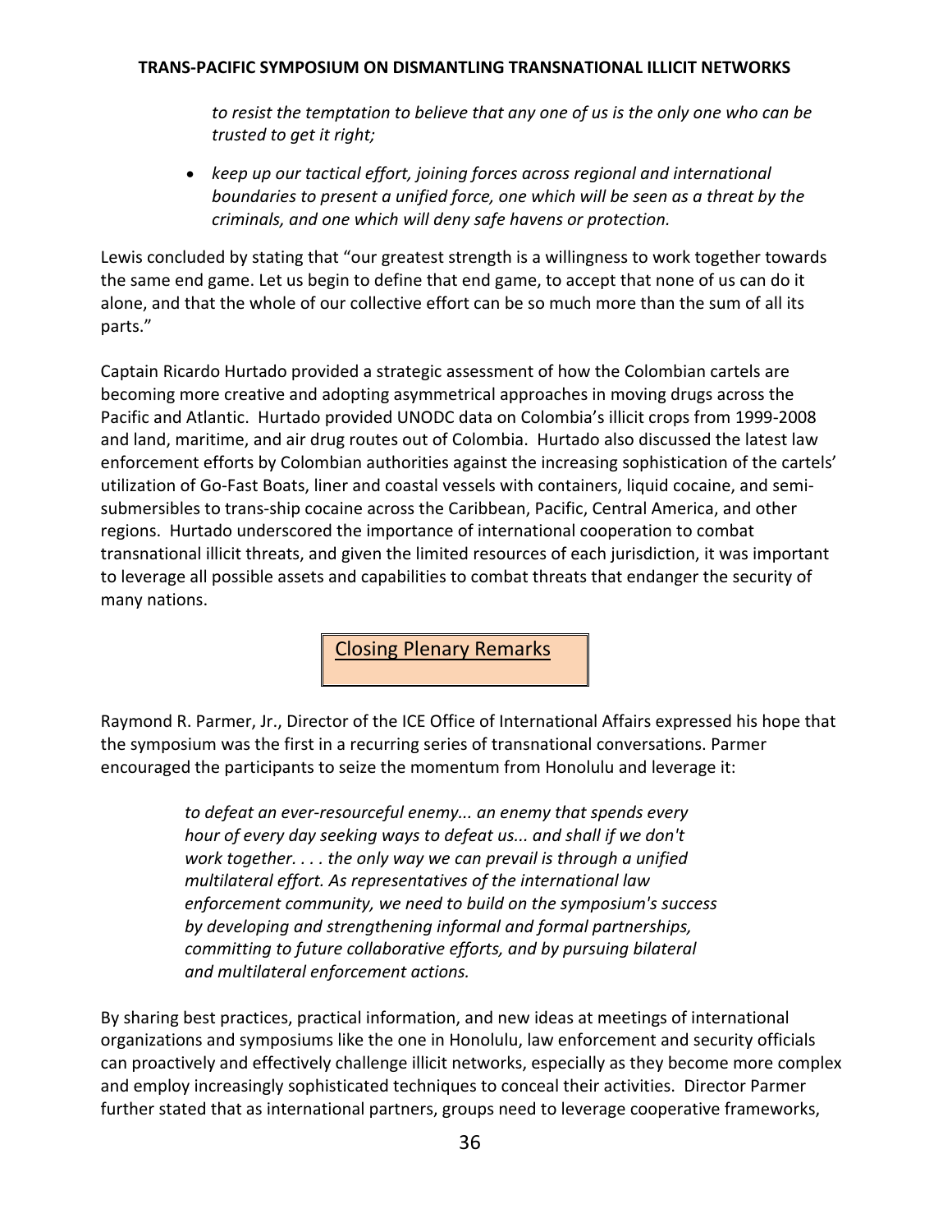*to resist the temptation to believe that any one of us is the only one who can be trusted to get it right;*

- *keep up our tactical effort, joining forces across regional and international boundaries to present a unified force, one which will be seen as a threat by the criminals, and one which will deny safe havens or protection.*

Lewis concluded by stating that "our greatest strength is a willingness to work together towards the same end game. Let us begin to define that end game, to accept that none of us can do it alone, and that the whole of our collective effort can be so much more than the sum of all its parts."

Captain Ricardo Hurtado provided a strategic assessment of how the Colombian cartels are becoming more creative and adopting asymmetrical approaches in moving drugs across the Pacific and Atlantic. Hurtado provided UNODC data on Colombia's illicit crops from 1999-2008 and land, maritime, and air drug routes out of Colombia. Hurtado also discussed the latest law enforcement efforts by Colombian authorities against the increasing sophistication of the cartels' utilization of Go-Fast Boats, liner and coastal vessels with containers, liquid cocaine, and semi-submersibles to trans-ship cocaine across the Caribbean, Pacific, Central America, and other regions. Hurtado underscored the importance of international cooperation to combat transnational illicit threats, and given the limited resources of each jurisdiction, it was important to leverage all possible assets and capabilities to combat threats that endanger the security of many nations.

## Closing Plenary Remarks

Raymond R. Parmer, Jr., Director of the ICE Office of International Affairs expressed his hope that the symposium was the first in a recurring series of transnational conversations. Parmer encouraged the participants to seize the momentum from Honolulu and leverage it:

> *to defeat an ever-resourceful enemy... an enemy that spends every hour of every day seeking ways to defeat us... and shall if we don't work together. . . . the only way we can prevail is through a unified multilateral effort. As representatives of the international law enforcement community, we need to build on the symposium's success by developing and strengthening informal and formal partnerships, committing to future collaborative efforts, and by pursuing bilateral and multilateral enforcement actions.*

By sharing best practices, practical information, and new ideas at meetings of international organizations and symposiums like the one in Honolulu, law enforcement and security officials can proactively and effectively challenge illicit networks, especially as they become more complex and employ increasingly sophisticated techniques to conceal their activities. Director Parmer further stated that as international partners, groups need to leverage cooperative frameworks,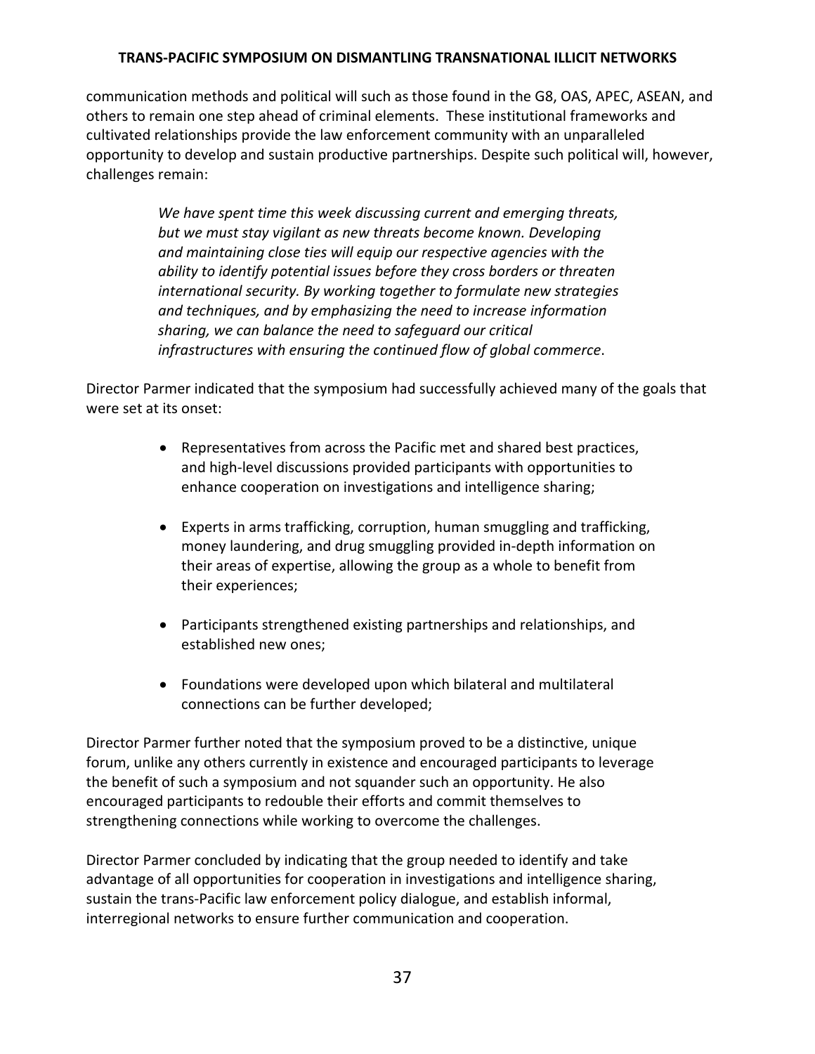communication methods and political will such as those found in the G8, OAS, APEC, ASEAN, and others to remain one step ahead of criminal elements. These institutional frameworks and cultivated relationships provide the law enforcement community with an unparalleled opportunity to develop and sustain productive partnerships. Despite such political will, however, challenges remain:

> *We have spent time this week discussing current and emerging threats, but we must stay vigilant as new threats become known. Developing and maintaining close ties will equip our respective agencies with the ability to identify potential issues before they cross borders or threaten international security. By working together to formulate new strategies and techniques, and by emphasizing the need to increase information sharing, we can balance the need to safeguard our critical infrastructures with ensuring the continued flow of global commerce*.

Director Parmer indicated that the symposium had successfully achieved many of the goals that were set at its onset:

- Representatives from across the Pacific met and shared best practices, and high-level discussions provided participants with opportunities to enhance cooperation on investigations and intelligence sharing;
- Experts in arms trafficking, corruption, human smuggling and trafficking, money laundering, and drug smuggling provided in-depth information on their areas of expertise, allowing the group as a whole to benefit from their experiences;
- Participants strengthened existing partnerships and relationships, and established new ones;
- Foundations were developed upon which bilateral and multilateral connections can be further developed;

Director Parmer further noted that the symposium proved to be a distinctive, unique forum, unlike any others currently in existence and encouraged participants to leverage the benefit of such a symposium and not squander such an opportunity. He also encouraged participants to redouble their efforts and commit themselves to strengthening connections while working to overcome the challenges.

Director Parmer concluded by indicating that the group needed to identify and take advantage of all opportunities for cooperation in investigations and intelligence sharing, sustain the trans-Pacific law enforcement policy dialogue, and establish informal, interregional networks to ensure further communication and cooperation.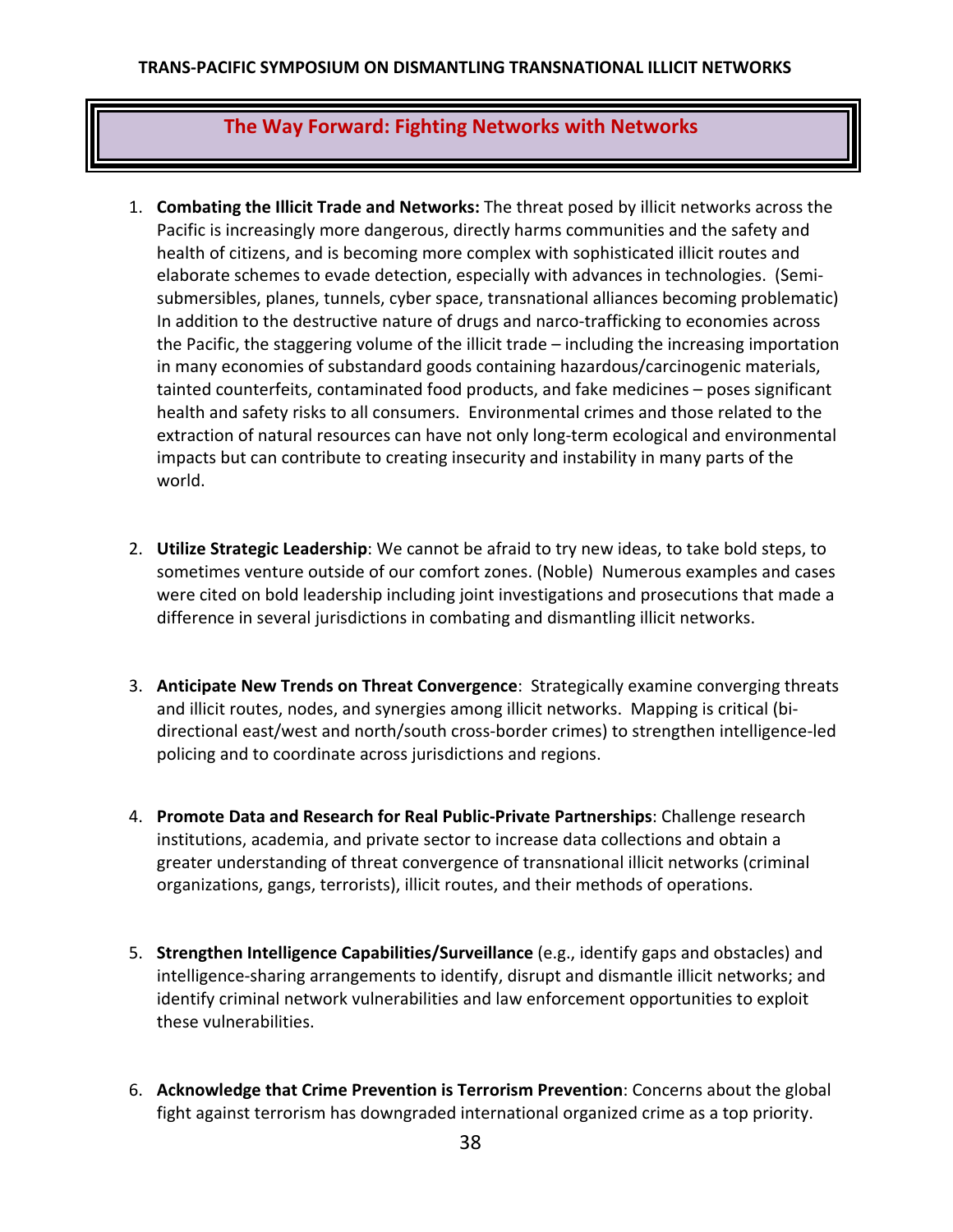## The Way Forward: Fighting Networks with Networks

1. **Combating the Illicit Trade and Networks:** The threat posed by illicit networks across the Pacific is increasingly more dangerous, directly harms communities and the safety and health of citizens, and is becoming more complex with sophisticated illicit routes and elaborate schemes to evade detection, especially with advances in technologies. (Semi-submersibles, planes, tunnels, cyber space, transnational alliances becoming problematic) In addition to the destructive nature of drugs and narco-trafficking to economies across the Pacific, the staggering volume of the illicit trade – including the increasing importation in many economies of substandard goods containing hazardous/carcinogenic materials, tainted counterfeits, contaminated food products, and fake medicines – poses significant health and safety risks to all consumers. Environmental crimes and those related to the extraction of natural resources can have not only long-term ecological and environmental impacts but can contribute to creating insecurity and instability in many parts of the world.

2. **Utilize Strategic Leadership**: We cannot be afraid to try new ideas, to take bold steps, to sometimes venture outside of our comfort zones. (Noble) Numerous examples and cases were cited on bold leadership including joint investigations and prosecutions that made a difference in several jurisdictions in combating and dismantling illicit networks.

3. **Anticipate New Trends on Threat Convergence**: Strategically examine converging threats and illicit routes, nodes, and synergies among illicit networks. Mapping is critical (bi-directional east/west and north/south cross-border crimes) to strengthen intelligence-led policing and to coordinate across jurisdictions and regions.

4. **Promote Data and Research for Real Public-Private Partnerships**: Challenge research institutions, academia, and private sector to increase data collections and obtain a greater understanding of threat convergence of transnational illicit networks (criminal organizations, gangs, terrorists), illicit routes, and their methods of operations.

5. **Strengthen Intelligence Capabilities/Surveillance** (e.g., identify gaps and obstacles) and intelligence-sharing arrangements to identify, disrupt and dismantle illicit networks; and identify criminal network vulnerabilities and law enforcement opportunities to exploit these vulnerabilities.

6. **Acknowledge that Crime Prevention is Terrorism Prevention**: Concerns about the global fight against terrorism has downgraded international organized crime as a top priority.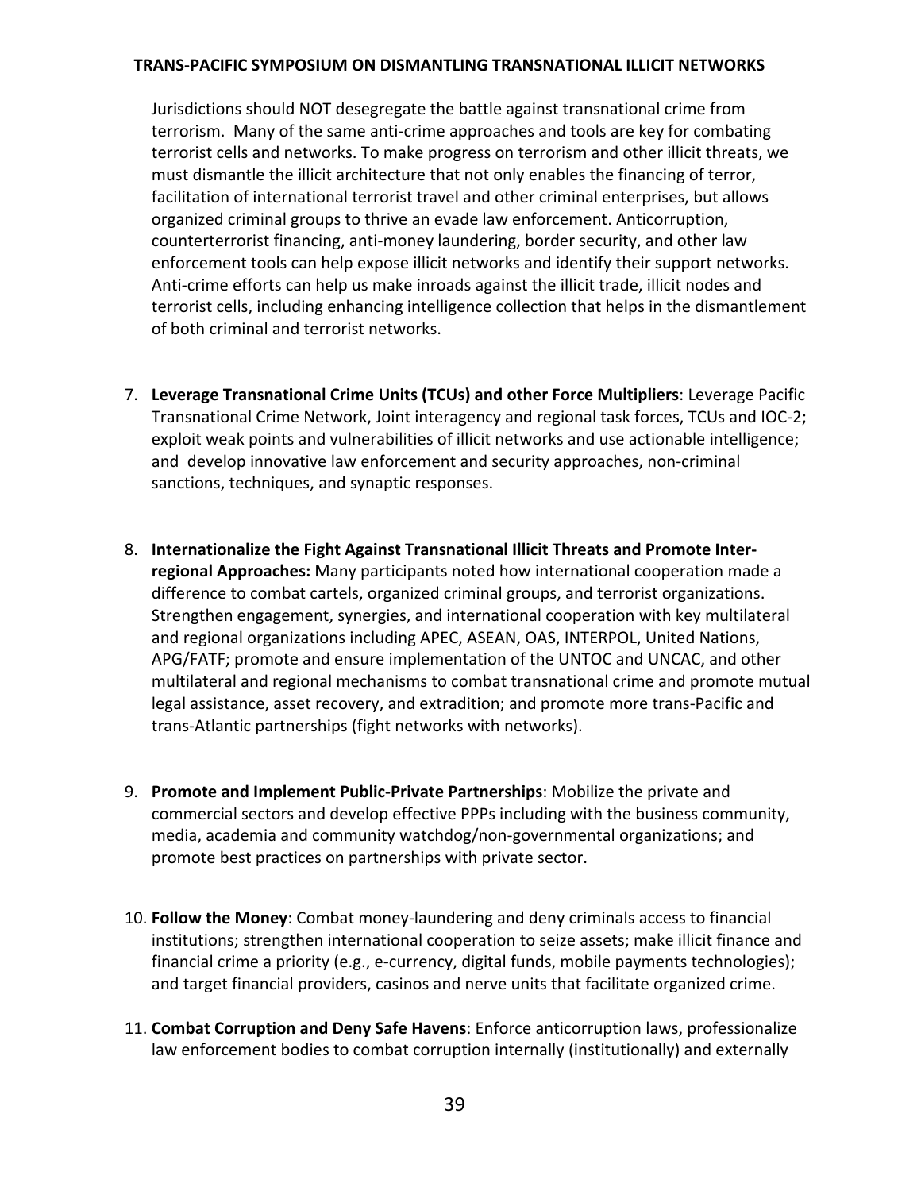Jurisdictions should NOT desegregate the battle against transnational crime from terrorism. Many of the same anti-crime approaches and tools are key for combating terrorist cells and networks. To make progress on terrorism and other illicit threats, we must dismantle the illicit architecture that not only enables the financing of terror, facilitation of international terrorist travel and other criminal enterprises, but allows organized criminal groups to thrive an evade law enforcement. Anticorruption, counterterrorist financing, anti-money laundering, border security, and other law enforcement tools can help expose illicit networks and identify their support networks. Anti-crime efforts can help us make inroads against the illicit trade, illicit nodes and terrorist cells, including enhancing intelligence collection that helps in the dismantlement of both criminal and terrorist networks.

7. **Leverage Transnational Crime Units (TCUs) and other Force Multipliers**: Leverage Pacific Transnational Crime Network, Joint interagency and regional task forces, TCUs and IOC-2; exploit weak points and vulnerabilities of illicit networks and use actionable intelligence; and develop innovative law enforcement and security approaches, non-criminal sanctions, techniques, and synaptic responses.

8. **Internationalize the Fight Against Transnational Illicit Threats and Promote Inter-regional Approaches:** Many participants noted how international cooperation made a difference to combat cartels, organized criminal groups, and terrorist organizations. Strengthen engagement, synergies, and international cooperation with key multilateral and regional organizations including APEC, ASEAN, OAS, INTERPOL, United Nations, APG/FATF; promote and ensure implementation of the UNTOC and UNCAC, and other multilateral and regional mechanisms to combat transnational crime and promote mutual legal assistance, asset recovery, and extradition; and promote more trans-Pacific and trans-Atlantic partnerships (fight networks with networks).

9. **Promote and Implement Public-Private Partnerships**: Mobilize the private and commercial sectors and develop effective PPPs including with the business community, media, academia and community watchdog/non-governmental organizations; and promote best practices on partnerships with private sector.

10. **Follow the Money**: Combat money-laundering and deny criminals access to financial institutions; strengthen international cooperation to seize assets; make illicit finance and financial crime a priority (e.g., e-currency, digital funds, mobile payments technologies); and target financial providers, casinos and nerve units that facilitate organized crime.

11. **Combat Corruption and Deny Safe Havens**: Enforce anticorruption laws, professionalize law enforcement bodies to combat corruption internally (institutionally) and externally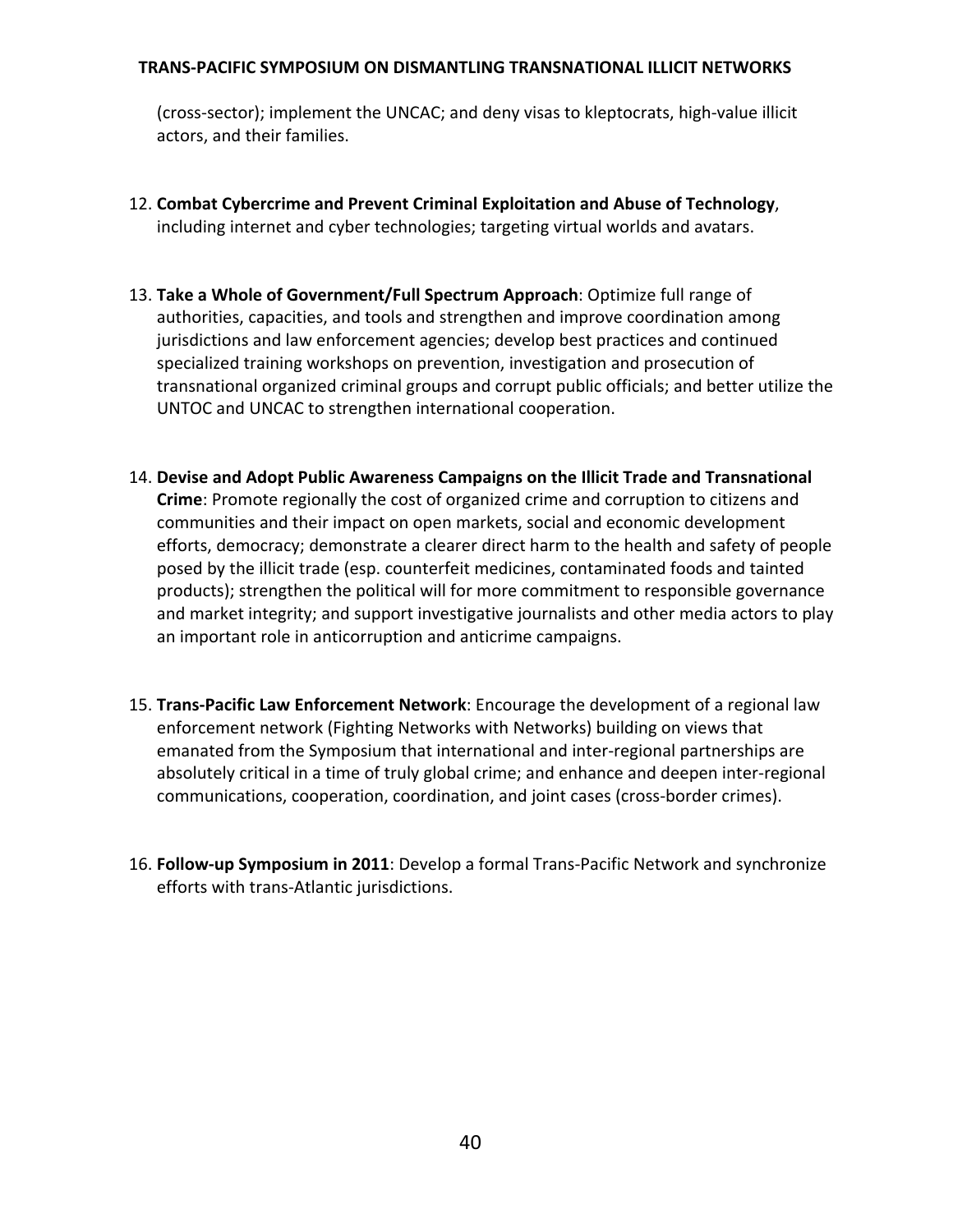(cross-sector); implement the UNCAC; and deny visas to kleptocrats, high-value illicit actors, and their families.

12. **Combat Cybercrime and Prevent Criminal Exploitation and Abuse of Technology**, including internet and cyber technologies; targeting virtual worlds and avatars.

13. **Take a Whole of Government/Full Spectrum Approach**: Optimize full range of authorities, capacities, and tools and strengthen and improve coordination among jurisdictions and law enforcement agencies; develop best practices and continued specialized training workshops on prevention, investigation and prosecution of transnational organized criminal groups and corrupt public officials; and better utilize the UNTOC and UNCAC to strengthen international cooperation.

14. **Devise and Adopt Public Awareness Campaigns on the Illicit Trade and Transnational Crime**: Promote regionally the cost of organized crime and corruption to citizens and communities and their impact on open markets, social and economic development efforts, democracy; demonstrate a clearer direct harm to the health and safety of people posed by the illicit trade (esp. counterfeit medicines, contaminated foods and tainted products); strengthen the political will for more commitment to responsible governance and market integrity; and support investigative journalists and other media actors to play an important role in anticorruption and anticrime campaigns.

15. **Trans-Pacific Law Enforcement Network**: Encourage the development of a regional law enforcement network (Fighting Networks with Networks) building on views that emanated from the Symposium that international and inter-regional partnerships are absolutely critical in a time of truly global crime; and enhance and deepen inter-regional communications, cooperation, coordination, and joint cases (cross-border crimes).

16. **Follow-up Symposium in 2011**: Develop a formal Trans-Pacific Network and synchronize efforts with trans-Atlantic jurisdictions.